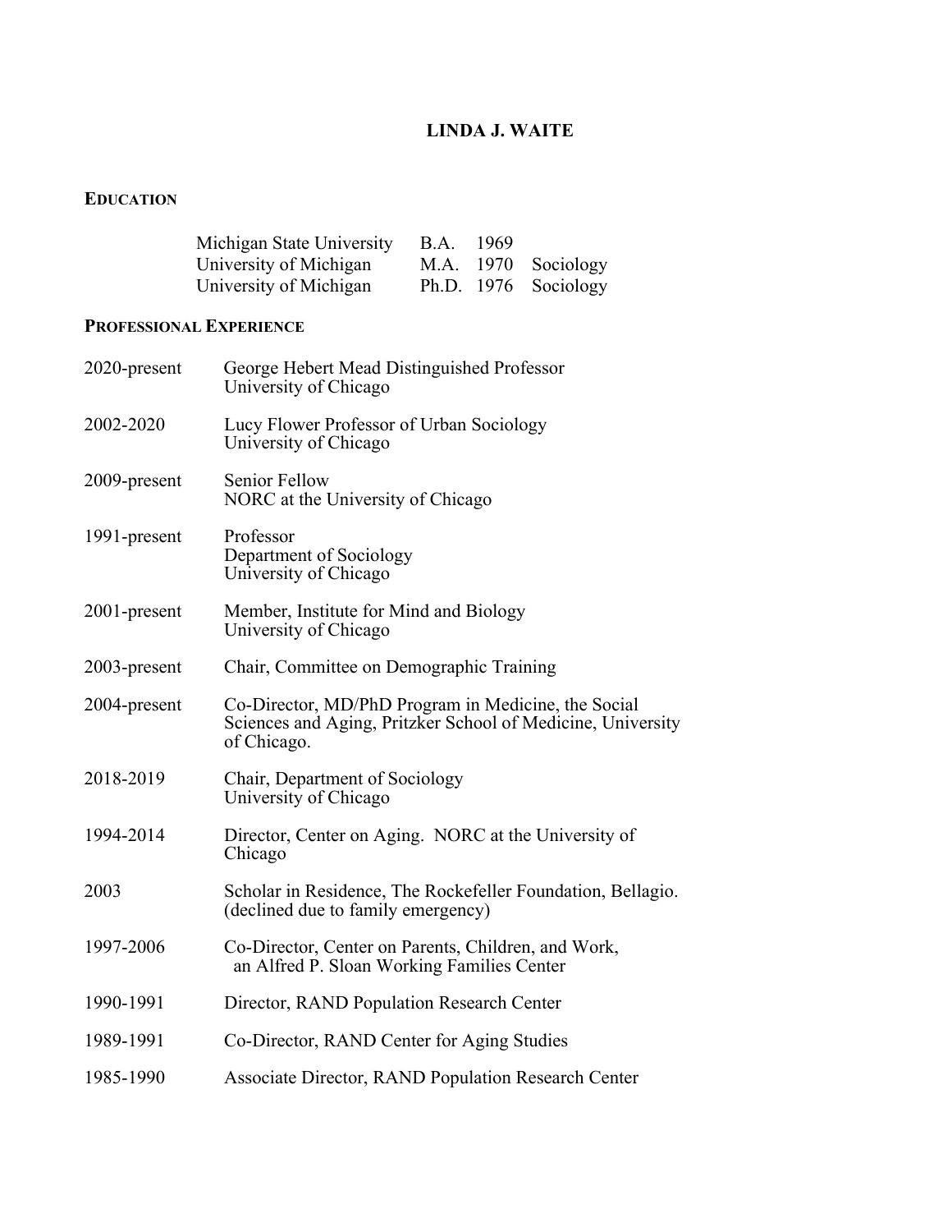# LINDA J. WAITE

## EDUCATION

| | | | |
|---|---|---|---|
| Michigan State University | B.A. | 1969 | |
| University of Michigan | M.A. | 1970 | Sociology |
| University of Michigan | Ph.D. | 1976 | Sociology |

## PROFESSIONAL EXPERIENCE

2020-present — George Hebert Mead Distinguished Professor
University of Chicago

2002-2020 — Lucy Flower Professor of Urban Sociology
University of Chicago

2009-present — Senior Fellow
NORC at the University of Chicago

1991-present — Professor
Department of Sociology
University of Chicago

2001-present — Member, Institute for Mind and Biology
University of Chicago

2003-present — Chair, Committee on Demographic Training

2004-present — Co-Director, MD/PhD Program in Medicine, the Social Sciences and Aging, Pritzker School of Medicine, University of Chicago.

2018-2019 — Chair, Department of Sociology
University of Chicago

1994-2014 — Director, Center on Aging. NORC at the University of Chicago

2003 — Scholar in Residence, The Rockefeller Foundation, Bellagio. (declined due to family emergency)

1997-2006 — Co-Director, Center on Parents, Children, and Work, an Alfred P. Sloan Working Families Center

1990-1991 — Director, RAND Population Research Center

1989-1991 — Co-Director, RAND Center for Aging Studies

1985-1990 — Associate Director, RAND Population Research Center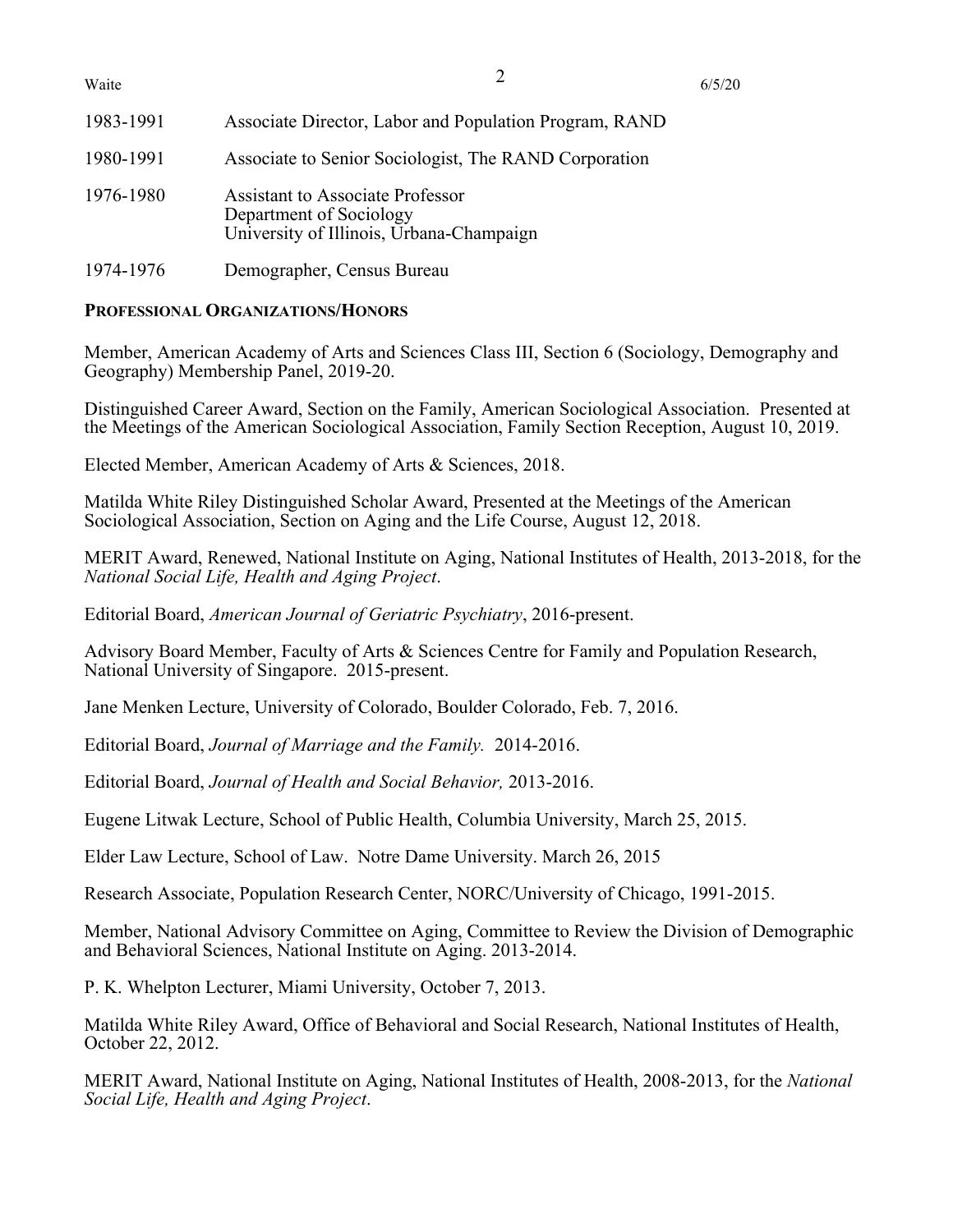1983-1991 Associate Director, Labor and Population Program, RAND

1980-1991 Associate to Senior Sociologist, The RAND Corporation

1976-1980 Assistant to Associate Professor
Department of Sociology
University of Illinois, Urbana-Champaign

1974-1976 Demographer, Census Bureau

**PROFESSIONAL ORGANIZATIONS/HONORS**

Member, American Academy of Arts and Sciences Class III, Section 6 (Sociology, Demography and Geography) Membership Panel, 2019-20.

Distinguished Career Award, Section on the Family, American Sociological Association. Presented at the Meetings of the American Sociological Association, Family Section Reception, August 10, 2019.

Elected Member, American Academy of Arts & Sciences, 2018.

Matilda White Riley Distinguished Scholar Award, Presented at the Meetings of the American Sociological Association, Section on Aging and the Life Course, August 12, 2018.

MERIT Award, Renewed, National Institute on Aging, National Institutes of Health, 2013-2018, for the *National Social Life, Health and Aging Project*.

Editorial Board, *American Journal of Geriatric Psychiatry*, 2016-present.

Advisory Board Member, Faculty of Arts & Sciences Centre for Family and Population Research, National University of Singapore. 2015-present.

Jane Menken Lecture, University of Colorado, Boulder Colorado, Feb. 7, 2016.

Editorial Board, *Journal of Marriage and the Family.* 2014-2016.

Editorial Board, *Journal of Health and Social Behavior,* 2013-2016.

Eugene Litwak Lecture, School of Public Health, Columbia University, March 25, 2015.

Elder Law Lecture, School of Law. Notre Dame University. March 26, 2015

Research Associate, Population Research Center, NORC/University of Chicago, 1991-2015.

Member, National Advisory Committee on Aging, Committee to Review the Division of Demographic and Behavioral Sciences, National Institute on Aging. 2013-2014.

P. K. Whelpton Lecturer, Miami University, October 7, 2013.

Matilda White Riley Award, Office of Behavioral and Social Research, National Institutes of Health, October 22, 2012.

MERIT Award, National Institute on Aging, National Institutes of Health, 2008-2013, for the *National Social Life, Health and Aging Project*.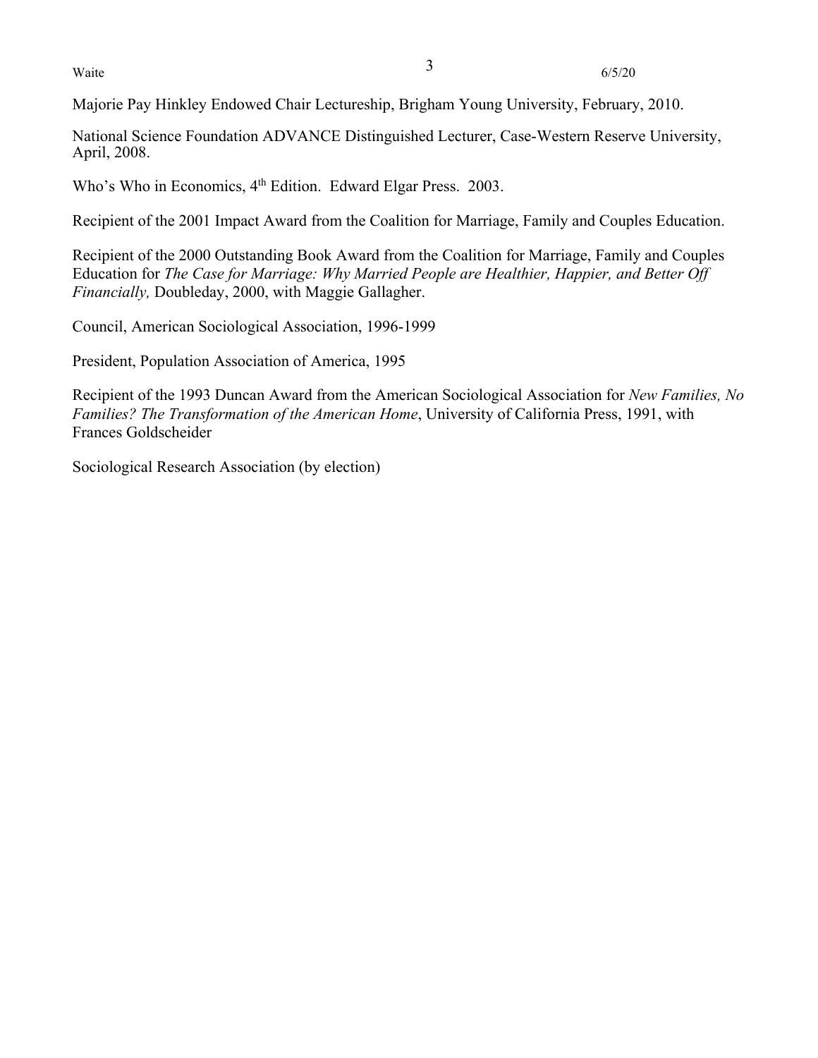Majorie Pay Hinkley Endowed Chair Lectureship, Brigham Young University, February, 2010.

National Science Foundation ADVANCE Distinguished Lecturer, Case-Western Reserve University, April, 2008.

Who's Who in Economics, 4th Edition. Edward Elgar Press. 2003.

Recipient of the 2001 Impact Award from the Coalition for Marriage, Family and Couples Education.

Recipient of the 2000 Outstanding Book Award from the Coalition for Marriage, Family and Couples Education for *The Case for Marriage: Why Married People are Healthier, Happier, and Better Off Financially,* Doubleday, 2000, with Maggie Gallagher.

Council, American Sociological Association, 1996-1999

President, Population Association of America, 1995

Recipient of the 1993 Duncan Award from the American Sociological Association for *New Families, No Families? The Transformation of the American Home*, University of California Press, 1991, with Frances Goldscheider

Sociological Research Association (by election)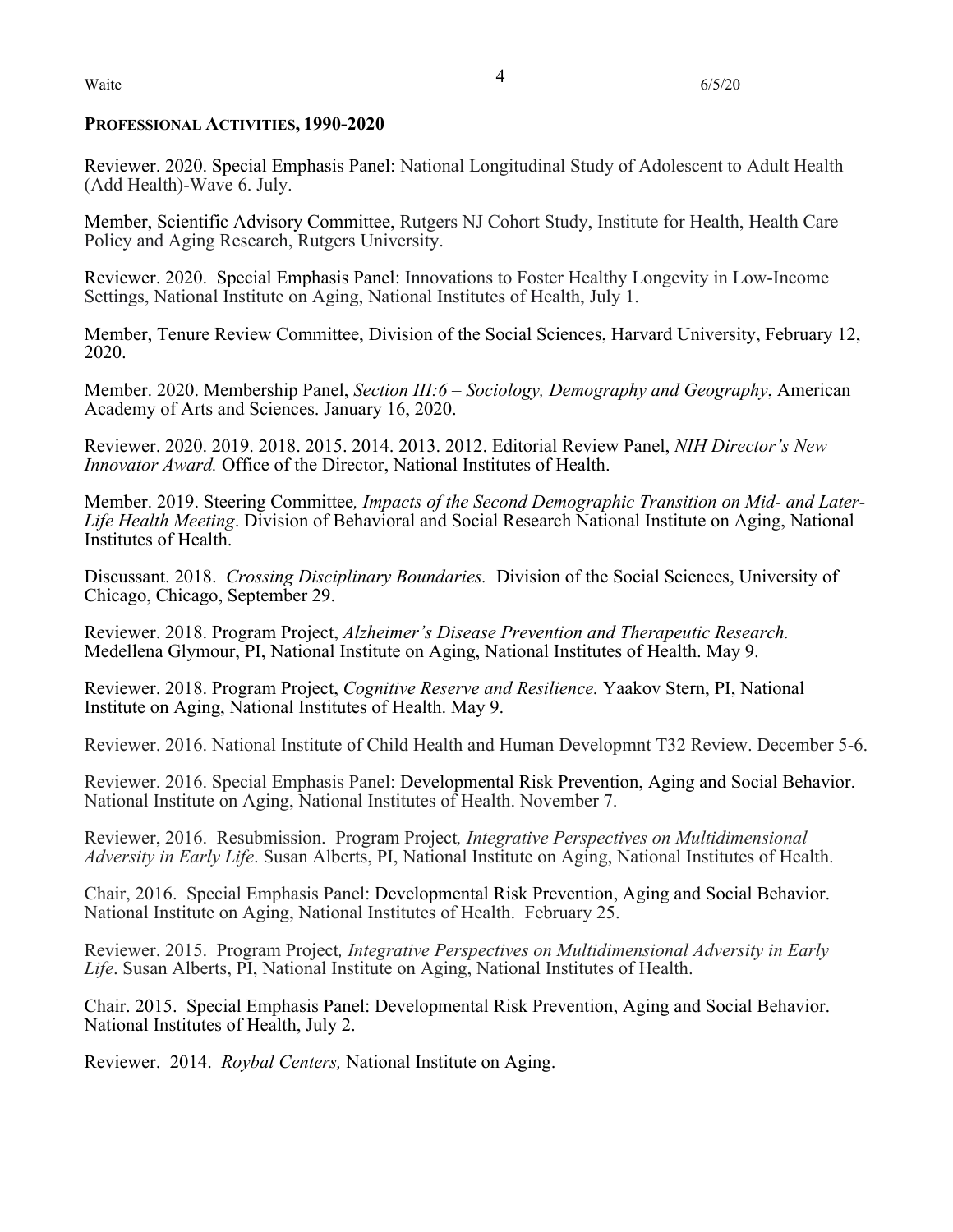## PROFESSIONAL ACTIVITIES, 1990-2020

Reviewer. 2020. Special Emphasis Panel: National Longitudinal Study of Adolescent to Adult Health (Add Health)-Wave 6. July.

Member, Scientific Advisory Committee, Rutgers NJ Cohort Study, Institute for Health, Health Care Policy and Aging Research, Rutgers University.

Reviewer. 2020. Special Emphasis Panel: Innovations to Foster Healthy Longevity in Low-Income Settings, National Institute on Aging, National Institutes of Health, July 1.

Member, Tenure Review Committee, Division of the Social Sciences, Harvard University, February 12, 2020.

Member. 2020. Membership Panel, *Section III:6 – Sociology, Demography and Geography*, American Academy of Arts and Sciences. January 16, 2020.

Reviewer. 2020. 2019. 2018. 2015. 2014. 2013. 2012. Editorial Review Panel, *NIH Director's New Innovator Award.* Office of the Director, National Institutes of Health.

Member. 2019. Steering Committee*, Impacts of the Second Demographic Transition on Mid- and Later-Life Health Meeting*. Division of Behavioral and Social Research National Institute on Aging, National Institutes of Health.

Discussant. 2018. *Crossing Disciplinary Boundaries.* Division of the Social Sciences, University of Chicago, Chicago, September 29.

Reviewer. 2018. Program Project, *Alzheimer's Disease Prevention and Therapeutic Research.* Medellena Glymour, PI, National Institute on Aging, National Institutes of Health. May 9.

Reviewer. 2018. Program Project, *Cognitive Reserve and Resilience.* Yaakov Stern, PI, National Institute on Aging, National Institutes of Health. May 9.

Reviewer. 2016. National Institute of Child Health and Human Developmnt T32 Review. December 5-6.

Reviewer. 2016. Special Emphasis Panel: Developmental Risk Prevention, Aging and Social Behavior. National Institute on Aging, National Institutes of Health. November 7.

Reviewer, 2016. Resubmission. Program Project*, Integrative Perspectives on Multidimensional Adversity in Early Life*. Susan Alberts, PI, National Institute on Aging, National Institutes of Health.

Chair, 2016. Special Emphasis Panel: Developmental Risk Prevention, Aging and Social Behavior. National Institute on Aging, National Institutes of Health. February 25.

Reviewer. 2015. Program Project*, Integrative Perspectives on Multidimensional Adversity in Early Life*. Susan Alberts, PI, National Institute on Aging, National Institutes of Health.

Chair. 2015. Special Emphasis Panel: Developmental Risk Prevention, Aging and Social Behavior. National Institutes of Health, July 2.

Reviewer. 2014. *Roybal Centers,* National Institute on Aging.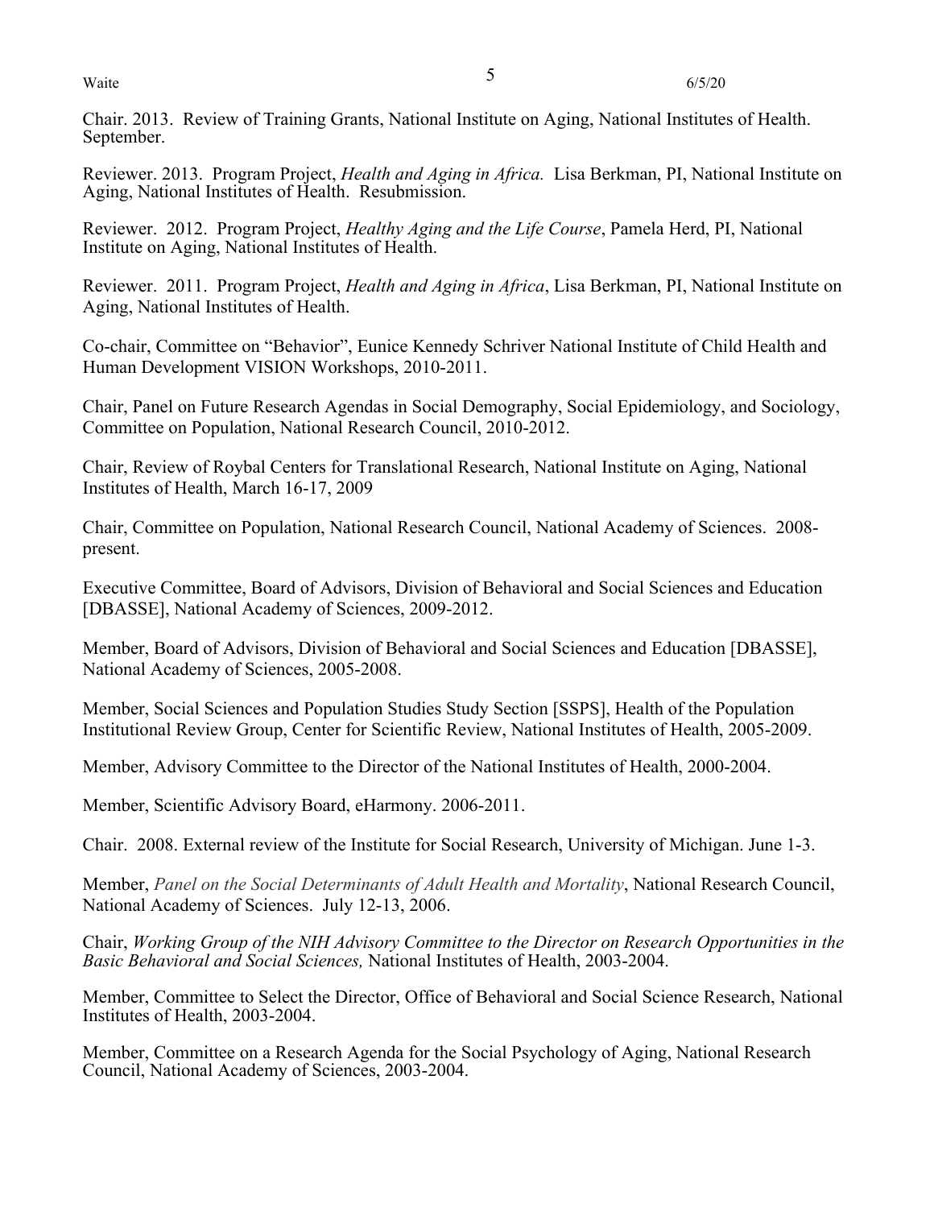Chair. 2013. Review of Training Grants, National Institute on Aging, National Institutes of Health. September.

Reviewer. 2013. Program Project, *Health and Aging in Africa.* Lisa Berkman, PI, National Institute on Aging, National Institutes of Health. Resubmission.

Reviewer. 2012. Program Project, *Healthy Aging and the Life Course*, Pamela Herd, PI, National Institute on Aging, National Institutes of Health.

Reviewer. 2011. Program Project, *Health and Aging in Africa*, Lisa Berkman, PI, National Institute on Aging, National Institutes of Health.

Co-chair, Committee on "Behavior", Eunice Kennedy Schriver National Institute of Child Health and Human Development VISION Workshops, 2010-2011.

Chair, Panel on Future Research Agendas in Social Demography, Social Epidemiology, and Sociology, Committee on Population, National Research Council, 2010-2012.

Chair, Review of Roybal Centers for Translational Research, National Institute on Aging, National Institutes of Health, March 16-17, 2009

Chair, Committee on Population, National Research Council, National Academy of Sciences. 2008-present.

Executive Committee, Board of Advisors, Division of Behavioral and Social Sciences and Education [DBASSE], National Academy of Sciences, 2009-2012.

Member, Board of Advisors, Division of Behavioral and Social Sciences and Education [DBASSE], National Academy of Sciences, 2005-2008.

Member, Social Sciences and Population Studies Study Section [SSPS], Health of the Population Institutional Review Group, Center for Scientific Review, National Institutes of Health, 2005-2009.

Member, Advisory Committee to the Director of the National Institutes of Health, 2000-2004.

Member, Scientific Advisory Board, eHarmony. 2006-2011.

Chair. 2008. External review of the Institute for Social Research, University of Michigan. June 1-3.

Member, *Panel on the Social Determinants of Adult Health and Mortality*, National Research Council, National Academy of Sciences. July 12-13, 2006.

Chair, *Working Group of the NIH Advisory Committee to the Director on Research Opportunities in the Basic Behavioral and Social Sciences,* National Institutes of Health, 2003-2004.

Member, Committee to Select the Director, Office of Behavioral and Social Science Research, National Institutes of Health, 2003-2004.

Member, Committee on a Research Agenda for the Social Psychology of Aging, National Research Council, National Academy of Sciences, 2003-2004.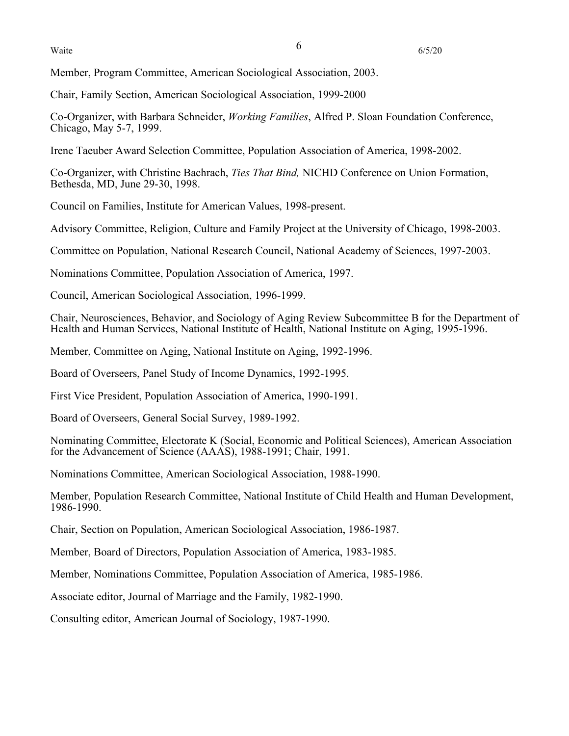Member, Program Committee, American Sociological Association, 2003.

Chair, Family Section, American Sociological Association, 1999-2000

Co-Organizer, with Barbara Schneider, *Working Families*, Alfred P. Sloan Foundation Conference, Chicago, May 5-7, 1999.

Irene Taeuber Award Selection Committee, Population Association of America, 1998-2002.

Co-Organizer, with Christine Bachrach, *Ties That Bind,* NICHD Conference on Union Formation, Bethesda, MD, June 29-30, 1998.

Council on Families, Institute for American Values, 1998-present.

Advisory Committee, Religion, Culture and Family Project at the University of Chicago, 1998-2003.

Committee on Population, National Research Council, National Academy of Sciences, 1997-2003.

Nominations Committee, Population Association of America, 1997.

Council, American Sociological Association, 1996-1999.

Chair, Neurosciences, Behavior, and Sociology of Aging Review Subcommittee B for the Department of Health and Human Services, National Institute of Health, National Institute on Aging, 1995-1996.

Member, Committee on Aging, National Institute on Aging, 1992-1996.

Board of Overseers, Panel Study of Income Dynamics, 1992-1995.

First Vice President, Population Association of America, 1990-1991.

Board of Overseers, General Social Survey, 1989-1992.

Nominating Committee, Electorate K (Social, Economic and Political Sciences), American Association for the Advancement of Science (AAAS), 1988-1991; Chair, 1991.

Nominations Committee, American Sociological Association, 1988-1990.

Member, Population Research Committee, National Institute of Child Health and Human Development, 1986-1990.

Chair, Section on Population, American Sociological Association, 1986-1987.

Member, Board of Directors, Population Association of America, 1983-1985.

Member, Nominations Committee, Population Association of America, 1985-1986.

Associate editor, Journal of Marriage and the Family, 1982-1990.

Consulting editor, American Journal of Sociology, 1987-1990.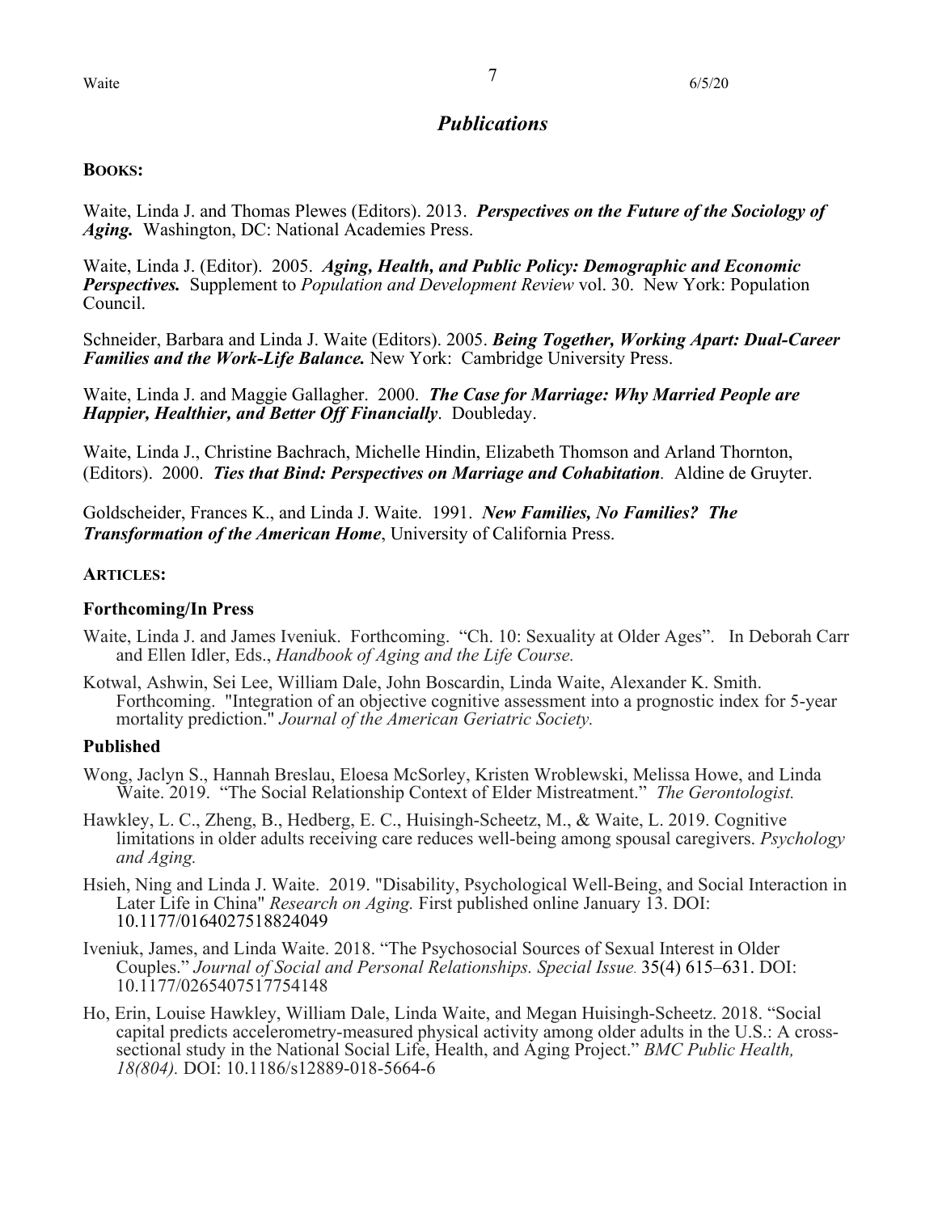## *Publications*

**BOOKS:**

Waite, Linda J. and Thomas Plewes (Editors). 2013. ***Perspectives on the Future of the Sociology of Aging.*** Washington, DC: National Academies Press.

Waite, Linda J. (Editor). 2005. ***Aging, Health, and Public Policy: Demographic and Economic Perspectives.*** Supplement to *Population and Development Review* vol. 30. New York: Population Council.

Schneider, Barbara and Linda J. Waite (Editors). 2005. ***Being Together, Working Apart: Dual-Career Families and the Work-Life Balance.*** New York: Cambridge University Press.

Waite, Linda J. and Maggie Gallagher. 2000. ***The Case for Marriage: Why Married People are Happier, Healthier, and Better Off Financially***. Doubleday.

Waite, Linda J., Christine Bachrach, Michelle Hindin, Elizabeth Thomson and Arland Thornton, (Editors). 2000. ***Ties that Bind: Perspectives on Marriage and Cohabitation***. Aldine de Gruyter.

Goldscheider, Frances K., and Linda J. Waite. 1991. ***New Families, No Families? The Transformation of the American Home***, University of California Press.

**ARTICLES:**

### Forthcoming/In Press

Waite, Linda J. and James Iveniuk. Forthcoming. "Ch. 10: Sexuality at Older Ages". In Deborah Carr and Ellen Idler, Eds., *Handbook of Aging and the Life Course.*

Kotwal, Ashwin, Sei Lee, William Dale, John Boscardin, Linda Waite, Alexander K. Smith. Forthcoming. "Integration of an objective cognitive assessment into a prognostic index for 5-year mortality prediction." *Journal of the American Geriatric Society.*

### Published

Wong, Jaclyn S., Hannah Breslau, Eloesa McSorley, Kristen Wroblewski, Melissa Howe, and Linda Waite. 2019. "The Social Relationship Context of Elder Mistreatment." *The Gerontologist.*

Hawkley, L. C., Zheng, B., Hedberg, E. C., Huisingh-Scheetz, M., & Waite, L. 2019. Cognitive limitations in older adults receiving care reduces well-being among spousal caregivers. *Psychology and Aging.*

Hsieh, Ning and Linda J. Waite. 2019. "Disability, Psychological Well-Being, and Social Interaction in Later Life in China" *Research on Aging.* First published online January 13. DOI: 10.1177/0164027518824049

Iveniuk, James, and Linda Waite. 2018. "The Psychosocial Sources of Sexual Interest in Older Couples." *Journal of Social and Personal Relationships. Special Issue.* 35(4) 615–631. DOI: 10.1177/0265407517754148

Ho, Erin, Louise Hawkley, William Dale, Linda Waite, and Megan Huisingh-Scheetz. 2018. "Social capital predicts accelerometry-measured physical activity among older adults in the U.S.: A cross-sectional study in the National Social Life, Health, and Aging Project." *BMC Public Health, 18(804).* DOI: 10.1186/s12889-018-5664-6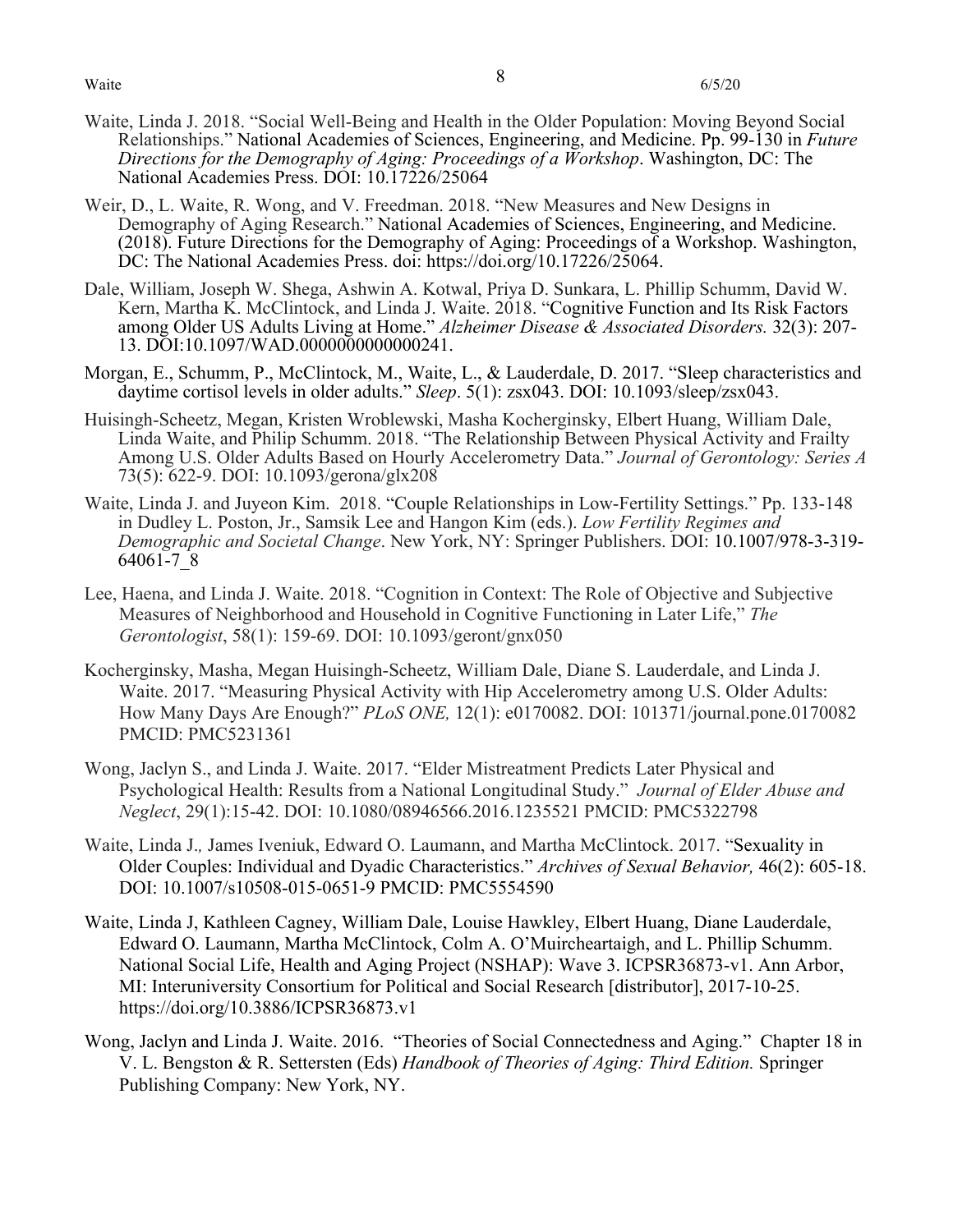Waite, Linda J. 2018. "Social Well-Being and Health in the Older Population: Moving Beyond Social Relationships." National Academies of Sciences, Engineering, and Medicine. Pp. 99-130 in *Future Directions for the Demography of Aging: Proceedings of a Workshop*. Washington, DC: The National Academies Press. DOI: 10.17226/25064

Weir, D., L. Waite, R. Wong, and V. Freedman. 2018. "New Measures and New Designs in Demography of Aging Research." National Academies of Sciences, Engineering, and Medicine. (2018). Future Directions for the Demography of Aging: Proceedings of a Workshop. Washington, DC: The National Academies Press. doi: https://doi.org/10.17226/25064.

Dale, William, Joseph W. Shega, Ashwin A. Kotwal, Priya D. Sunkara, L. Phillip Schumm, David W. Kern, Martha K. McClintock, and Linda J. Waite. 2018. "Cognitive Function and Its Risk Factors among Older US Adults Living at Home." *Alzheimer Disease & Associated Disorders.* 32(3): 207-13. DOI:10.1097/WAD.0000000000000241.

Morgan, E., Schumm, P., McClintock, M., Waite, L., & Lauderdale, D. 2017. "Sleep characteristics and daytime cortisol levels in older adults." *Sleep*. 5(1): zsx043. DOI: 10.1093/sleep/zsx043.

Huisingh-Scheetz, Megan, Kristen Wroblewski, Masha Kocherginsky, Elbert Huang, William Dale, Linda Waite, and Philip Schumm. 2018. "The Relationship Between Physical Activity and Frailty Among U.S. Older Adults Based on Hourly Accelerometry Data." *Journal of Gerontology: Series A* 73(5): 622-9. DOI: 10.1093/gerona/glx208

Waite, Linda J. and Juyeon Kim. 2018. "Couple Relationships in Low-Fertility Settings." Pp. 133-148 in Dudley L. Poston, Jr., Samsik Lee and Hangon Kim (eds.). *Low Fertility Regimes and Demographic and Societal Change*. New York, NY: Springer Publishers. DOI: 10.1007/978-3-319-64061-7_8

Lee, Haena, and Linda J. Waite. 2018. "Cognition in Context: The Role of Objective and Subjective Measures of Neighborhood and Household in Cognitive Functioning in Later Life," *The Gerontologist*, 58(1): 159-69. DOI: 10.1093/geront/gnx050

Kocherginsky, Masha, Megan Huisingh-Scheetz, William Dale, Diane S. Lauderdale, and Linda J. Waite. 2017. "Measuring Physical Activity with Hip Accelerometry among U.S. Older Adults: How Many Days Are Enough?" *PLoS ONE,* 12(1): e0170082. DOI: 101371/journal.pone.0170082 PMCID: PMC5231361

Wong, Jaclyn S., and Linda J. Waite. 2017. "Elder Mistreatment Predicts Later Physical and Psychological Health: Results from a National Longitudinal Study." *Journal of Elder Abuse and Neglect*, 29(1):15-42. DOI: 10.1080/08946566.2016.1235521 PMCID: PMC5322798

Waite, Linda J*.,* James Iveniuk, Edward O. Laumann, and Martha McClintock. 2017. "Sexuality in Older Couples: Individual and Dyadic Characteristics." *Archives of Sexual Behavior,* 46(2): 605-18. DOI: 10.1007/s10508-015-0651-9 PMCID: PMC5554590

Waite, Linda J, Kathleen Cagney, William Dale, Louise Hawkley, Elbert Huang, Diane Lauderdale, Edward O. Laumann, Martha McClintock, Colm A. O'Muircheartaigh, and L. Phillip Schumm. National Social Life, Health and Aging Project (NSHAP): Wave 3. ICPSR36873-v1. Ann Arbor, MI: Interuniversity Consortium for Political and Social Research [distributor], 2017-10-25. https://doi.org/10.3886/ICPSR36873.v1

Wong, Jaclyn and Linda J. Waite. 2016. "Theories of Social Connectedness and Aging." Chapter 18 in V. L. Bengston & R. Settersten (Eds) *Handbook of Theories of Aging: Third Edition.* Springer Publishing Company: New York, NY.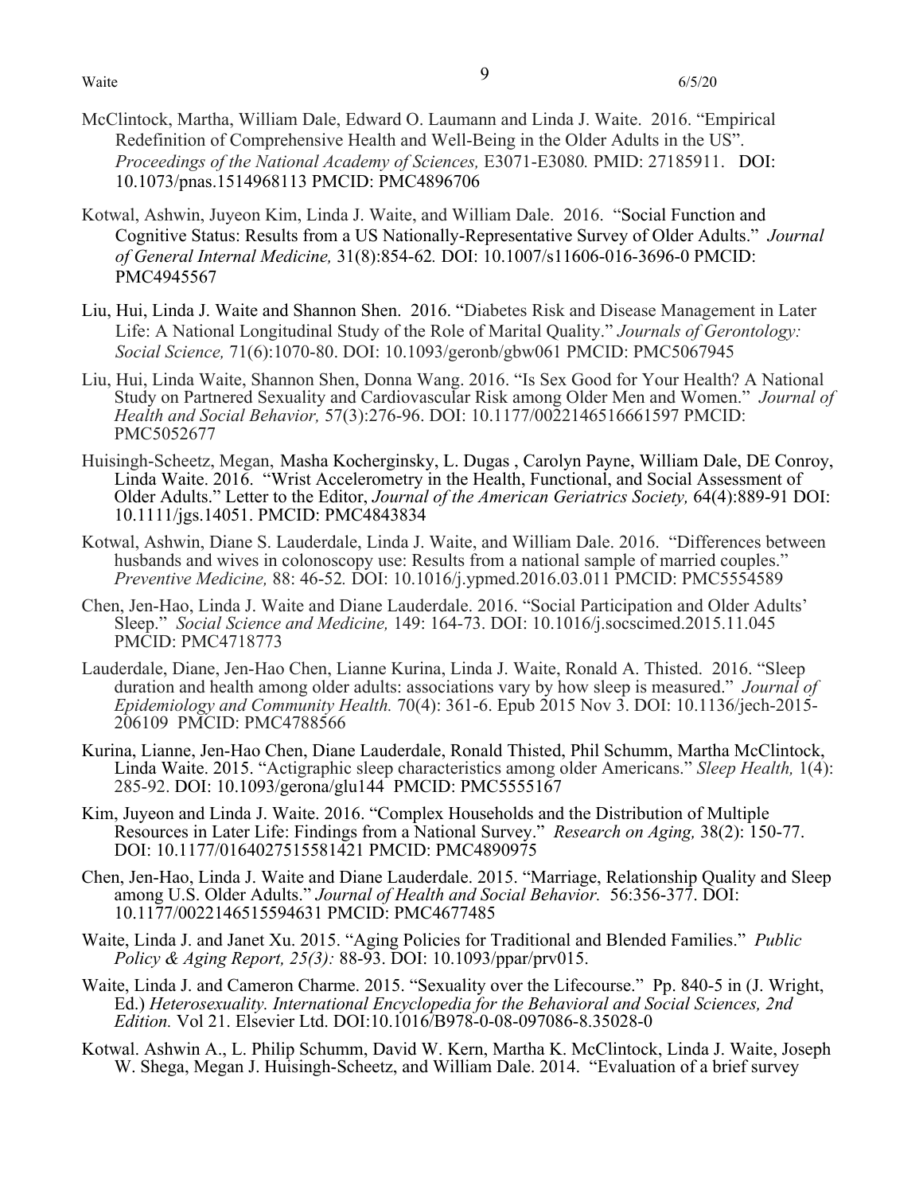McClintock, Martha, William Dale, Edward O. Laumann and Linda J. Waite. 2016. "Empirical Redefinition of Comprehensive Health and Well-Being in the Older Adults in the US". *Proceedings of the National Academy of Sciences,* E3071-E3080*.* PMID: 27185911. DOI: 10.1073/pnas.1514968113 PMCID: PMC4896706

Kotwal, Ashwin, Juyeon Kim, Linda J. Waite, and William Dale. 2016. "Social Function and Cognitive Status: Results from a US Nationally-Representative Survey of Older Adults." *Journal of General Internal Medicine,* 31(8):854-62*.* DOI: 10.1007/s11606-016-3696-0 PMCID: PMC4945567

Liu, Hui, Linda J. Waite and Shannon Shen. 2016. "Diabetes Risk and Disease Management in Later Life: A National Longitudinal Study of the Role of Marital Quality." *Journals of Gerontology: Social Science,* 71(6):1070-80. DOI: 10.1093/geronb/gbw061 PMCID: PMC5067945

Liu, Hui, Linda Waite, Shannon Shen, Donna Wang. 2016. "Is Sex Good for Your Health? A National Study on Partnered Sexuality and Cardiovascular Risk among Older Men and Women." *Journal of Health and Social Behavior,* 57(3):276-96. DOI: 10.1177/0022146516661597 PMCID: PMC5052677

Huisingh-Scheetz, Megan, Masha Kocherginsky, L. Dugas , Carolyn Payne, William Dale, DE Conroy, Linda Waite. 2016. "Wrist Accelerometry in the Health, Functional, and Social Assessment of Older Adults." Letter to the Editor, *Journal of the American Geriatrics Society,* 64(4):889-91 DOI: 10.1111/jgs.14051. PMCID: PMC4843834

Kotwal, Ashwin, Diane S. Lauderdale, Linda J. Waite, and William Dale. 2016. "Differences between husbands and wives in colonoscopy use: Results from a national sample of married couples." *Preventive Medicine,* 88: 46-52*.* DOI: 10.1016/j.ypmed.2016.03.011 PMCID: PMC5554589

Chen, Jen-Hao, Linda J. Waite and Diane Lauderdale. 2016. "Social Participation and Older Adults' Sleep." *Social Science and Medicine,* 149: 164-73. DOI: 10.1016/j.socscimed.2015.11.045 PMCID: PMC4718773

Lauderdale, Diane, Jen-Hao Chen, Lianne Kurina, Linda J. Waite, Ronald A. Thisted. 2016. "Sleep duration and health among older adults: associations vary by how sleep is measured." *Journal of Epidemiology and Community Health.* 70(4): 361-6. Epub 2015 Nov 3. DOI: 10.1136/jech-2015-206109 PMCID: PMC4788566

Kurina, Lianne, Jen-Hao Chen, Diane Lauderdale, Ronald Thisted, Phil Schumm, Martha McClintock, Linda Waite. 2015. "Actigraphic sleep characteristics among older Americans." *Sleep Health,* 1(4): 285-92. DOI: 10.1093/gerona/glu144 PMCID: PMC5555167

Kim, Juyeon and Linda J. Waite. 2016. "Complex Households and the Distribution of Multiple Resources in Later Life: Findings from a National Survey." *Research on Aging,* 38(2): 150-77. DOI: 10.1177/0164027515581421 PMCID: PMC4890975

Chen, Jen-Hao, Linda J. Waite and Diane Lauderdale. 2015. "Marriage, Relationship Quality and Sleep among U.S. Older Adults." *Journal of Health and Social Behavior.* 56:356-377. DOI: 10.1177/0022146515594631 PMCID: PMC4677485

Waite, Linda J. and Janet Xu. 2015. "Aging Policies for Traditional and Blended Families." *Public Policy & Aging Report, 25(3):* 88-93. DOI: 10.1093/ppar/prv015.

Waite, Linda J. and Cameron Charme. 2015. "Sexuality over the Lifecourse." Pp. 840-5 in (J. Wright, Ed.) *Heterosexuality. International Encyclopedia for the Behavioral and Social Sciences, 2nd Edition.* Vol 21. Elsevier Ltd. DOI:10.1016/B978-0-08-097086-8.35028-0

Kotwal. Ashwin A., L. Philip Schumm, David W. Kern, Martha K. McClintock, Linda J. Waite, Joseph W. Shega, Megan J. Huisingh-Scheetz, and William Dale. 2014. "Evaluation of a brief survey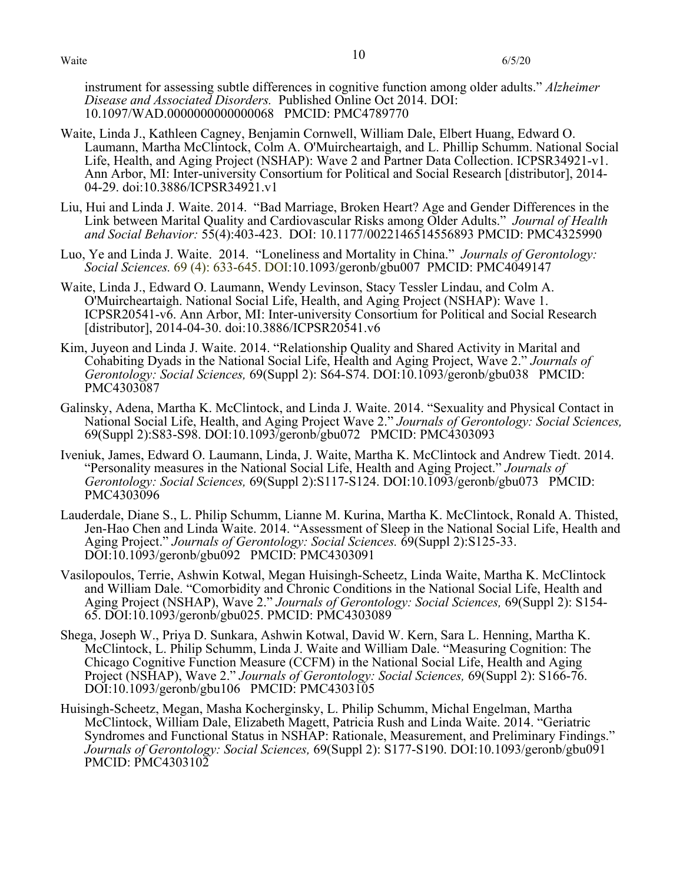instrument for assessing subtle differences in cognitive function among older adults." *Alzheimer Disease and Associated Disorders.* Published Online Oct 2014. DOI: 10.1097/WAD.0000000000000068 PMCID: PMC4789770

Waite, Linda J., Kathleen Cagney, Benjamin Cornwell, William Dale, Elbert Huang, Edward O. Laumann, Martha McClintock, Colm A. O'Muircheartaigh, and L. Phillip Schumm. National Social Life, Health, and Aging Project (NSHAP): Wave 2 and Partner Data Collection. ICPSR34921-v1. Ann Arbor, MI: Inter-university Consortium for Political and Social Research [distributor], 2014-04-29. doi:10.3886/ICPSR34921.v1

Liu, Hui and Linda J. Waite. 2014. "Bad Marriage, Broken Heart? Age and Gender Differences in the Link between Marital Quality and Cardiovascular Risks among Older Adults." *Journal of Health and Social Behavior:* 55(4):403-423. DOI: 10.1177/0022146514556893 PMCID: PMC4325990

Luo, Ye and Linda J. Waite. 2014. "Loneliness and Mortality in China." *Journals of Gerontology: Social Sciences.* 69 (4): 633-645. DOI:10.1093/geronb/gbu007 PMCID: PMC4049147

Waite, Linda J., Edward O. Laumann, Wendy Levinson, Stacy Tessler Lindau, and Colm A. O'Muircheartaigh. National Social Life, Health, and Aging Project (NSHAP): Wave 1. ICPSR20541-v6. Ann Arbor, MI: Inter-university Consortium for Political and Social Research [distributor], 2014-04-30. doi:10.3886/ICPSR20541.v6

Kim, Juyeon and Linda J. Waite. 2014. "Relationship Quality and Shared Activity in Marital and Cohabiting Dyads in the National Social Life, Health and Aging Project, Wave 2." *Journals of Gerontology: Social Sciences,* 69(Suppl 2): S64-S74. DOI:10.1093/geronb/gbu038 PMCID: PMC4303087

Galinsky, Adena, Martha K. McClintock, and Linda J. Waite. 2014. "Sexuality and Physical Contact in National Social Life, Health, and Aging Project Wave 2." *Journals of Gerontology: Social Sciences,* 69(Suppl 2):S83-S98. DOI:10.1093/geronb/gbu072 PMCID: PMC4303093

Iveniuk, James, Edward O. Laumann, Linda, J. Waite, Martha K. McClintock and Andrew Tiedt. 2014. "Personality measures in the National Social Life, Health and Aging Project." *Journals of Gerontology: Social Sciences,* 69(Suppl 2):S117-S124. DOI:10.1093/geronb/gbu073 PMCID: PMC4303096

Lauderdale, Diane S., L. Philip Schumm, Lianne M. Kurina, Martha K. McClintock, Ronald A. Thisted, Jen-Hao Chen and Linda Waite. 2014. "Assessment of Sleep in the National Social Life, Health and Aging Project." *Journals of Gerontology: Social Sciences.* 69(Suppl 2):S125-33. DOI:10.1093/geronb/gbu092 PMCID: PMC4303091

Vasilopoulos, Terrie, Ashwin Kotwal, Megan Huisingh-Scheetz, Linda Waite, Martha K. McClintock and William Dale. "Comorbidity and Chronic Conditions in the National Social Life, Health and Aging Project (NSHAP), Wave 2." *Journals of Gerontology: Social Sciences,* 69(Suppl 2): S154-65. DOI:10.1093/geronb/gbu025. PMCID: PMC4303089

Shega, Joseph W., Priya D. Sunkara, Ashwin Kotwal, David W. Kern, Sara L. Henning, Martha K. McClintock, L. Philip Schumm, Linda J. Waite and William Dale. "Measuring Cognition: The Chicago Cognitive Function Measure (CCFM) in the National Social Life, Health and Aging Project (NSHAP), Wave 2." *Journals of Gerontology: Social Sciences,* 69(Suppl 2): S166-76. DOI:10.1093/geronb/gbu106 PMCID: PMC4303105

Huisingh-Scheetz, Megan, Masha Kocherginsky, L. Philip Schumm, Michal Engelman, Martha McClintock, William Dale, Elizabeth Magett, Patricia Rush and Linda Waite. 2014. "Geriatric Syndromes and Functional Status in NSHAP: Rationale, Measurement, and Preliminary Findings." *Journals of Gerontology: Social Sciences,* 69(Suppl 2): S177-S190. DOI:10.1093/geronb/gbu091 PMCID: PMC4303102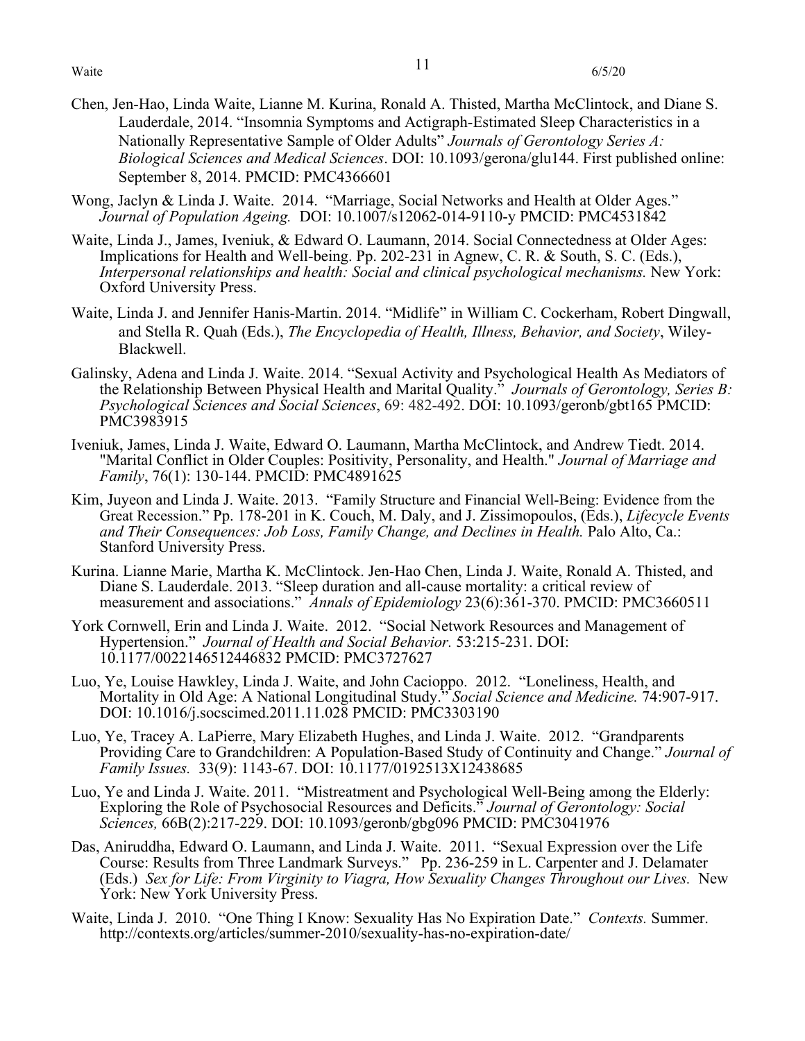Chen, Jen-Hao, Linda Waite, Lianne M. Kurina, Ronald A. Thisted, Martha McClintock, and Diane S. Lauderdale, 2014. "Insomnia Symptoms and Actigraph-Estimated Sleep Characteristics in a Nationally Representative Sample of Older Adults" *Journals of Gerontology Series A: Biological Sciences and Medical Sciences*. DOI: 10.1093/gerona/glu144. First published online: September 8, 2014. PMCID: PMC4366601

Wong, Jaclyn & Linda J. Waite. 2014. "Marriage, Social Networks and Health at Older Ages." *Journal of Population Ageing.* DOI: 10.1007/s12062-014-9110-y PMCID: PMC4531842

Waite, Linda J., James, Iveniuk, & Edward O. Laumann, 2014. Social Connectedness at Older Ages: Implications for Health and Well-being. Pp. 202-231 in Agnew, C. R. & South, S. C. (Eds.), *Interpersonal relationships and health: Social and clinical psychological mechanisms.* New York: Oxford University Press.

Waite, Linda J. and Jennifer Hanis-Martin. 2014. "Midlife" in William C. Cockerham, Robert Dingwall, and Stella R. Quah (Eds.), *The Encyclopedia of Health, Illness, Behavior, and Society*, Wiley-Blackwell.

Galinsky, Adena and Linda J. Waite. 2014. "Sexual Activity and Psychological Health As Mediators of the Relationship Between Physical Health and Marital Quality." *Journals of Gerontology, Series B: Psychological Sciences and Social Sciences*, 69: 482-492. DOI: 10.1093/geronb/gbt165 PMCID: PMC3983915

Iveniuk, James, Linda J. Waite, Edward O. Laumann, Martha McClintock, and Andrew Tiedt. 2014. "Marital Conflict in Older Couples: Positivity, Personality, and Health." *Journal of Marriage and Family*, 76(1): 130-144. PMCID: PMC4891625

Kim, Juyeon and Linda J. Waite. 2013. "Family Structure and Financial Well-Being: Evidence from the Great Recession." Pp. 178-201 in K. Couch, M. Daly, and J. Zissimopoulos, (Eds.), *Lifecycle Events and Their Consequences: Job Loss, Family Change, and Declines in Health.* Palo Alto, Ca.: Stanford University Press.

Kurina. Lianne Marie, Martha K. McClintock. Jen-Hao Chen, Linda J. Waite, Ronald A. Thisted, and Diane S. Lauderdale. 2013. "Sleep duration and all-cause mortality: a critical review of measurement and associations." *Annals of Epidemiology* 23(6):361-370. PMCID: PMC3660511

York Cornwell, Erin and Linda J. Waite. 2012. "Social Network Resources and Management of Hypertension." *Journal of Health and Social Behavior.* 53:215-231. DOI: 10.1177/0022146512446832 PMCID: PMC3727627

Luo, Ye, Louise Hawkley, Linda J. Waite, and John Cacioppo. 2012. "Loneliness, Health, and Mortality in Old Age: A National Longitudinal Study." *Social Science and Medicine.* 74:907-917. DOI: 10.1016/j.socscimed.2011.11.028 PMCID: PMC3303190

Luo, Ye, Tracey A. LaPierre, Mary Elizabeth Hughes, and Linda J. Waite. 2012. "Grandparents Providing Care to Grandchildren: A Population-Based Study of Continuity and Change." *Journal of Family Issues.* 33(9): 1143-67. DOI: 10.1177/0192513X12438685

Luo, Ye and Linda J. Waite. 2011. "Mistreatment and Psychological Well-Being among the Elderly: Exploring the Role of Psychosocial Resources and Deficits." *Journal of Gerontology: Social Sciences,* 66B(2):217-229. DOI: 10.1093/geronb/gbq096 PMCID: PMC3041976

Das, Aniruddha, Edward O. Laumann, and Linda J. Waite. 2011. "Sexual Expression over the Life Course: Results from Three Landmark Surveys." Pp. 236-259 in L. Carpenter and J. Delamater (Eds.) *Sex for Life: From Virginity to Viagra, How Sexuality Changes Throughout our Lives.* New York: New York University Press.

Waite, Linda J. 2010. "One Thing I Know: Sexuality Has No Expiration Date." *Contexts.* Summer. http://contexts.org/articles/summer-2010/sexuality-has-no-expiration-date/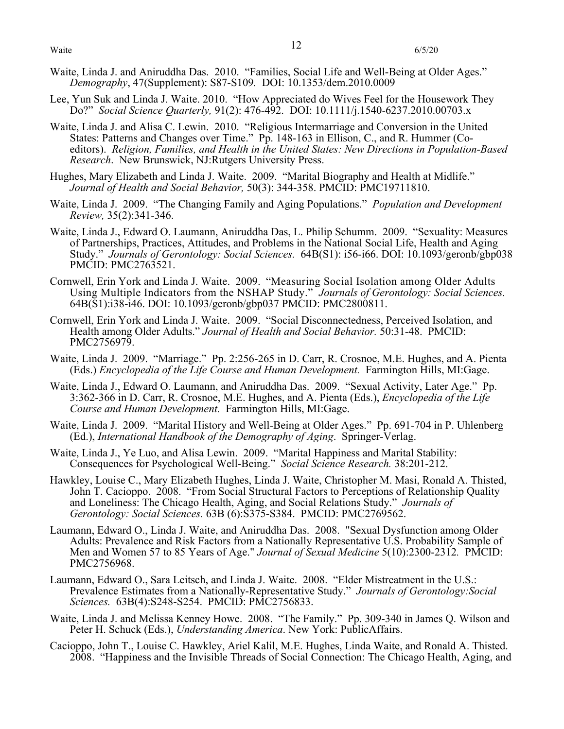Waite, Linda J. and Aniruddha Das. 2010. "Families, Social Life and Well-Being at Older Ages." *Demography*, 47(Supplement): S87-S109. DOI: 10.1353/dem.2010.0009

Lee, Yun Suk and Linda J. Waite. 2010. "How Appreciated do Wives Feel for the Housework They Do?" *Social Science Quarterly,* 91(2): 476-492. DOI: 10.1111/j.1540-6237.2010.00703.x

Waite, Linda J. and Alisa C. Lewin. 2010. "Religious Intermarriage and Conversion in the United States: Patterns and Changes over Time." Pp. 148-163 in Ellison, C., and R. Hummer (Co-editors). *Religion, Families, and Health in the United States: New Directions in Population-Based Research*. New Brunswick, NJ:Rutgers University Press.

Hughes, Mary Elizabeth and Linda J. Waite. 2009. "Marital Biography and Health at Midlife." *Journal of Health and Social Behavior,* 50(3): 344-358. PMCID: PMC19711810.

Waite, Linda J. 2009. "The Changing Family and Aging Populations." *Population and Development Review,* 35(2):341-346.

Waite, Linda J., Edward O. Laumann, Aniruddha Das, L. Philip Schumm. 2009. "Sexuality: Measures of Partnerships, Practices, Attitudes, and Problems in the National Social Life, Health and Aging Study." *Journals of Gerontology: Social Sciences.* 64B(S1): i56-i66. DOI: 10.1093/geronb/gbp038 PMCID: PMC2763521.

Cornwell, Erin York and Linda J. Waite. 2009. "Measuring Social Isolation among Older Adults Using Multiple Indicators from the NSHAP Study." *Journals of Gerontology: Social Sciences.* 64B(S1):i38-i46. DOI: 10.1093/geronb/gbp037 PMCID: PMC2800811.

Cornwell, Erin York and Linda J. Waite. 2009. "Social Disconnectedness, Perceived Isolation, and Health among Older Adults." *Journal of Health and Social Behavior.* 50:31-48. PMCID: PMC2756979.

Waite, Linda J. 2009. "Marriage." Pp. 2:256-265 in D. Carr, R. Crosnoe, M.E. Hughes, and A. Pienta (Eds.) *Encyclopedia of the Life Course and Human Development.* Farmington Hills, MI:Gage.

Waite, Linda J., Edward O. Laumann, and Aniruddha Das. 2009. "Sexual Activity, Later Age." Pp. 3:362-366 in D. Carr, R. Crosnoe, M.E. Hughes, and A. Pienta (Eds.), *Encyclopedia of the Life Course and Human Development.* Farmington Hills, MI:Gage.

Waite, Linda J. 2009. "Marital History and Well-Being at Older Ages." Pp. 691-704 in P. Uhlenberg (Ed.), *International Handbook of the Demography of Aging*. Springer-Verlag.

Waite, Linda J., Ye Luo, and Alisa Lewin. 2009. "Marital Happiness and Marital Stability: Consequences for Psychological Well-Being." *Social Science Research.* 38:201-212.

Hawkley, Louise C., Mary Elizabeth Hughes, Linda J. Waite, Christopher M. Masi, Ronald A. Thisted, John T. Cacioppo. 2008. "From Social Structural Factors to Perceptions of Relationship Quality and Loneliness: The Chicago Health, Aging, and Social Relations Study." *Journals of Gerontology: Social Sciences.* 63B (6):S375-S384. PMCID: PMC2769562.

Laumann, Edward O., Linda J. Waite, and Aniruddha Das. 2008. "Sexual Dysfunction among Older Adults: Prevalence and Risk Factors from a Nationally Representative U.S. Probability Sample of Men and Women 57 to 85 Years of Age." *Journal of Sexual Medicine* 5(10):2300-2312. PMCID: PMC2756968.

Laumann, Edward O., Sara Leitsch, and Linda J. Waite. 2008. "Elder Mistreatment in the U.S.: Prevalence Estimates from a Nationally-Representative Study." *Journals of Gerontology:Social Sciences.* 63B(4):S248-S254. PMCID: PMC2756833.

Waite, Linda J. and Melissa Kenney Howe. 2008. "The Family." Pp. 309-340 in James Q. Wilson and Peter H. Schuck (Eds.), *Understanding America*. New York: PublicAffairs.

Cacioppo, John T., Louise C. Hawkley, Ariel Kalil, M.E. Hughes, Linda Waite, and Ronald A. Thisted. 2008. "Happiness and the Invisible Threads of Social Connection: The Chicago Health, Aging, and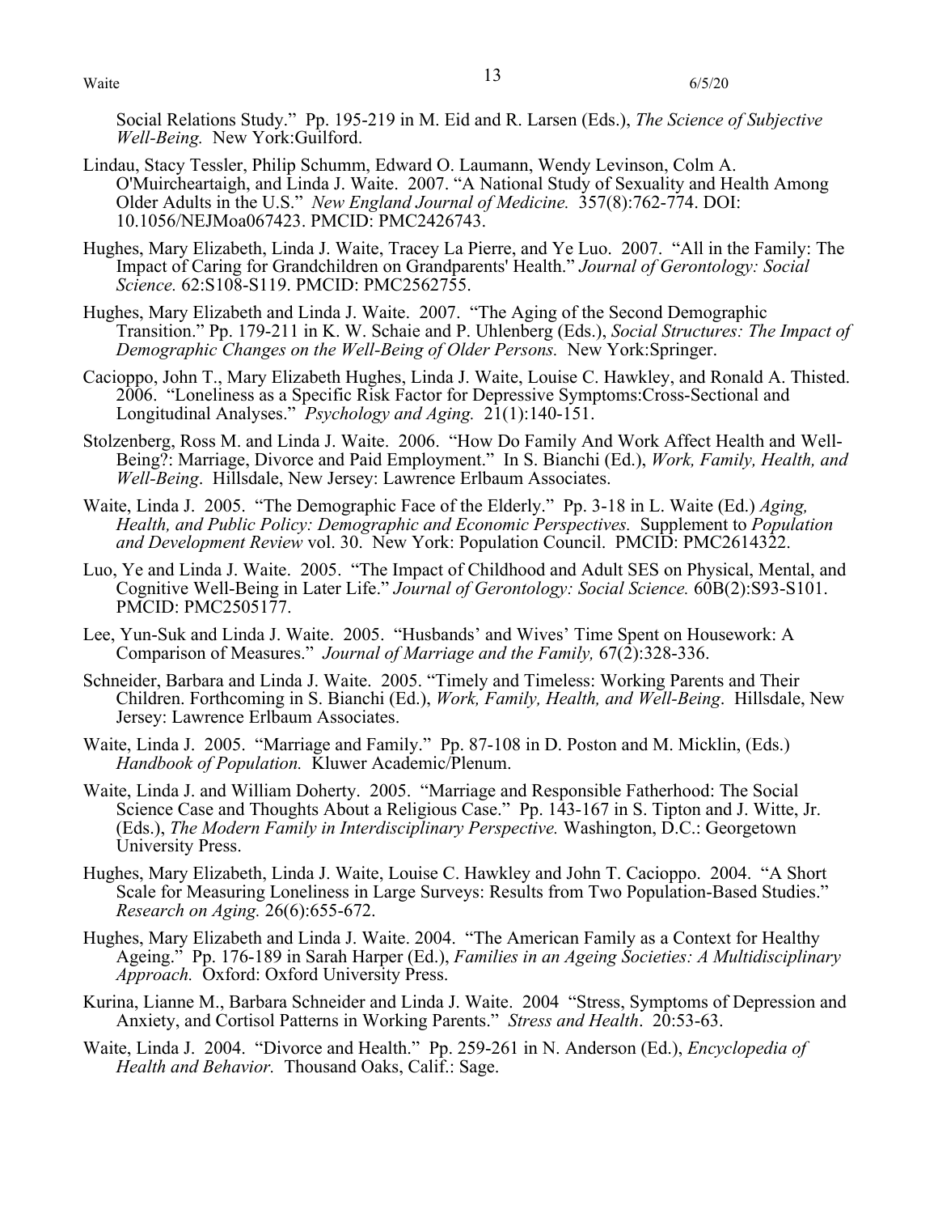Social Relations Study." Pp. 195-219 in M. Eid and R. Larsen (Eds.), *The Science of Subjective Well-Being.* New York:Guilford.

Lindau, Stacy Tessler, Philip Schumm, Edward O. Laumann, Wendy Levinson, Colm A. O'Muircheartaigh, and Linda J. Waite. 2007. "A National Study of Sexuality and Health Among Older Adults in the U.S." *New England Journal of Medicine.* 357(8):762-774. DOI: 10.1056/NEJMoa067423. PMCID: PMC2426743.

Hughes, Mary Elizabeth, Linda J. Waite, Tracey La Pierre, and Ye Luo. 2007. "All in the Family: The Impact of Caring for Grandchildren on Grandparents' Health." *Journal of Gerontology: Social Science.* 62:S108-S119. PMCID: PMC2562755.

Hughes, Mary Elizabeth and Linda J. Waite. 2007. "The Aging of the Second Demographic Transition." Pp. 179-211 in K. W. Schaie and P. Uhlenberg (Eds.), *Social Structures: The Impact of Demographic Changes on the Well-Being of Older Persons.* New York:Springer.

Cacioppo, John T., Mary Elizabeth Hughes, Linda J. Waite, Louise C. Hawkley, and Ronald A. Thisted. 2006. "Loneliness as a Specific Risk Factor for Depressive Symptoms:Cross-Sectional and Longitudinal Analyses." *Psychology and Aging.* 21(1):140-151.

Stolzenberg, Ross M. and Linda J. Waite. 2006. "How Do Family And Work Affect Health and Well-Being?: Marriage, Divorce and Paid Employment." In S. Bianchi (Ed.), *Work, Family, Health, and Well-Being*. Hillsdale, New Jersey: Lawrence Erlbaum Associates.

Waite, Linda J. 2005. "The Demographic Face of the Elderly." Pp. 3-18 in L. Waite (Ed.) *Aging, Health, and Public Policy: Demographic and Economic Perspectives.* Supplement to *Population and Development Review* vol. 30. New York: Population Council. PMCID: PMC2614322.

Luo, Ye and Linda J. Waite. 2005. "The Impact of Childhood and Adult SES on Physical, Mental, and Cognitive Well-Being in Later Life." *Journal of Gerontology: Social Science.* 60B(2):S93-S101. PMCID: PMC2505177.

Lee, Yun-Suk and Linda J. Waite. 2005. "Husbands' and Wives' Time Spent on Housework: A Comparison of Measures." *Journal of Marriage and the Family,* 67(2):328-336.

Schneider, Barbara and Linda J. Waite. 2005. "Timely and Timeless: Working Parents and Their Children. Forthcoming in S. Bianchi (Ed.), *Work, Family, Health, and Well-Being*. Hillsdale, New Jersey: Lawrence Erlbaum Associates.

Waite, Linda J. 2005. "Marriage and Family." Pp. 87-108 in D. Poston and M. Micklin, (Eds.) *Handbook of Population.* Kluwer Academic/Plenum.

Waite, Linda J. and William Doherty. 2005. "Marriage and Responsible Fatherhood: The Social Science Case and Thoughts About a Religious Case." Pp. 143-167 in S. Tipton and J. Witte, Jr. (Eds.), *The Modern Family in Interdisciplinary Perspective.* Washington, D.C.: Georgetown University Press.

Hughes, Mary Elizabeth, Linda J. Waite, Louise C. Hawkley and John T. Cacioppo. 2004. "A Short Scale for Measuring Loneliness in Large Surveys: Results from Two Population-Based Studies." *Research on Aging.* 26(6):655-672.

Hughes, Mary Elizabeth and Linda J. Waite. 2004. "The American Family as a Context for Healthy Ageing." Pp. 176-189 in Sarah Harper (Ed.), *Families in an Ageing Societies: A Multidisciplinary Approach.* Oxford: Oxford University Press.

Kurina, Lianne M., Barbara Schneider and Linda J. Waite. 2004 "Stress, Symptoms of Depression and Anxiety, and Cortisol Patterns in Working Parents." *Stress and Health*. 20:53-63.

Waite, Linda J. 2004. "Divorce and Health." Pp. 259-261 in N. Anderson (Ed.), *Encyclopedia of Health and Behavior.* Thousand Oaks, Calif.: Sage.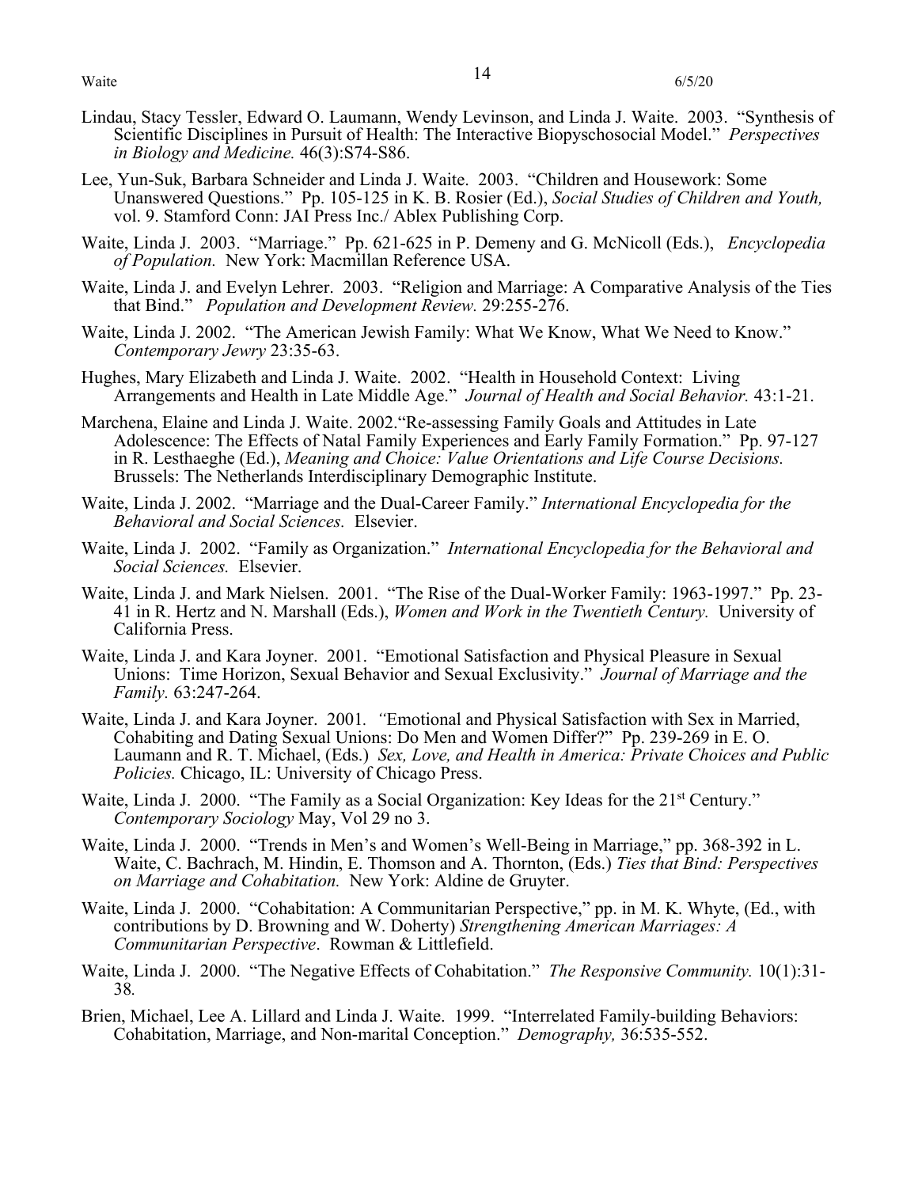Lindau, Stacy Tessler, Edward O. Laumann, Wendy Levinson, and Linda J. Waite. 2003. "Synthesis of Scientific Disciplines in Pursuit of Health: The Interactive Biopyschosocial Model." *Perspectives in Biology and Medicine.* 46(3):S74-S86.

Lee, Yun-Suk, Barbara Schneider and Linda J. Waite. 2003. "Children and Housework: Some Unanswered Questions." Pp. 105-125 in K. B. Rosier (Ed.), *Social Studies of Children and Youth,* vol. 9. Stamford Conn: JAI Press Inc./ Ablex Publishing Corp.

Waite, Linda J. 2003. "Marriage." Pp. 621-625 in P. Demeny and G. McNicoll (Eds.), *Encyclopedia of Population.* New York: Macmillan Reference USA.

Waite, Linda J. and Evelyn Lehrer. 2003. "Religion and Marriage: A Comparative Analysis of the Ties that Bind." *Population and Development Review.* 29:255-276.

Waite, Linda J. 2002. "The American Jewish Family: What We Know, What We Need to Know." *Contemporary Jewry* 23:35-63.

Hughes, Mary Elizabeth and Linda J. Waite. 2002. "Health in Household Context: Living Arrangements and Health in Late Middle Age." *Journal of Health and Social Behavior.* 43:1-21.

Marchena, Elaine and Linda J. Waite. 2002."Re-assessing Family Goals and Attitudes in Late Adolescence: The Effects of Natal Family Experiences and Early Family Formation." Pp. 97-127 in R. Lesthaeghe (Ed.), *Meaning and Choice: Value Orientations and Life Course Decisions.* Brussels: The Netherlands Interdisciplinary Demographic Institute.

Waite, Linda J. 2002. "Marriage and the Dual-Career Family." *International Encyclopedia for the Behavioral and Social Sciences.* Elsevier.

Waite, Linda J. 2002. "Family as Organization." *International Encyclopedia for the Behavioral and Social Sciences.* Elsevier.

Waite, Linda J. and Mark Nielsen. 2001. "The Rise of the Dual-Worker Family: 1963-1997." Pp. 23-41 in R. Hertz and N. Marshall (Eds.), *Women and Work in the Twentieth Century.* University of California Press.

Waite, Linda J. and Kara Joyner. 2001. "Emotional Satisfaction and Physical Pleasure in Sexual Unions: Time Horizon, Sexual Behavior and Sexual Exclusivity." *Journal of Marriage and the Family.* 63:247-264.

Waite, Linda J. and Kara Joyner. 2001. "Emotional and Physical Satisfaction with Sex in Married, Cohabiting and Dating Sexual Unions: Do Men and Women Differ?" Pp. 239-269 in E. O. Laumann and R. T. Michael, (Eds.) *Sex, Love, and Health in America: Private Choices and Public Policies.* Chicago, IL: University of Chicago Press.

Waite, Linda J. 2000. "The Family as a Social Organization: Key Ideas for the 21st Century." *Contemporary Sociology* May, Vol 29 no 3.

Waite, Linda J. 2000. "Trends in Men's and Women's Well-Being in Marriage," pp. 368-392 in L. Waite, C. Bachrach, M. Hindin, E. Thomson and A. Thornton, (Eds.) *Ties that Bind: Perspectives on Marriage and Cohabitation.* New York: Aldine de Gruyter.

Waite, Linda J. 2000. "Cohabitation: A Communitarian Perspective," pp. in M. K. Whyte, (Ed., with contributions by D. Browning and W. Doherty) *Strengthening American Marriages: A Communitarian Perspective*. Rowman & Littlefield.

Waite, Linda J. 2000. "The Negative Effects of Cohabitation." *The Responsive Community.* 10(1):31-38.

Brien, Michael, Lee A. Lillard and Linda J. Waite. 1999. "Interrelated Family-building Behaviors: Cohabitation, Marriage, and Non-marital Conception." *Demography,* 36:535-552.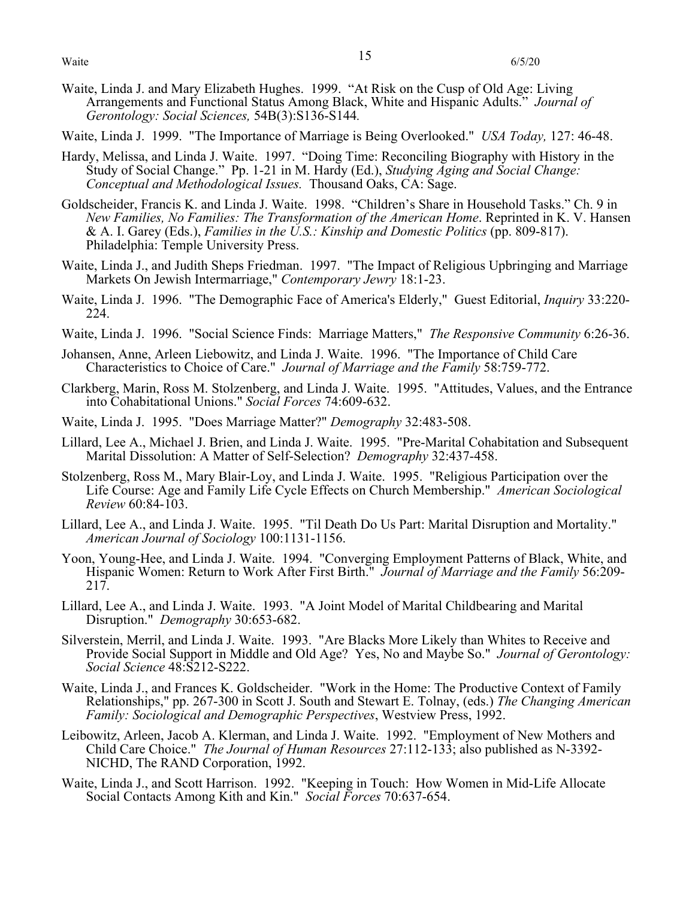Waite, Linda J. and Mary Elizabeth Hughes. 1999. "At Risk on the Cusp of Old Age: Living Arrangements and Functional Status Among Black, White and Hispanic Adults." *Journal of Gerontology: Social Sciences,* 54B(3):S136-S144.

Waite, Linda J. 1999. "The Importance of Marriage is Being Overlooked." *USA Today,* 127: 46-48.

Hardy, Melissa, and Linda J. Waite. 1997. "Doing Time: Reconciling Biography with History in the Study of Social Change." Pp. 1-21 in M. Hardy (Ed.), *Studying Aging and Social Change: Conceptual and Methodological Issues.* Thousand Oaks, CA: Sage.

Goldscheider, Francis K. and Linda J. Waite. 1998. "Children's Share in Household Tasks." Ch. 9 in *New Families, No Families: The Transformation of the American Home*. Reprinted in K. V. Hansen & A. I. Garey (Eds.), *Families in the U.S.: Kinship and Domestic Politics* (pp. 809-817). Philadelphia: Temple University Press.

Waite, Linda J., and Judith Sheps Friedman. 1997. "The Impact of Religious Upbringing and Marriage Markets On Jewish Intermarriage," *Contemporary Jewry* 18:1-23.

Waite, Linda J. 1996. "The Demographic Face of America's Elderly," Guest Editorial, *Inquiry* 33:220-224.

Waite, Linda J. 1996. "Social Science Finds: Marriage Matters," *The Responsive Community* 6:26-36.

Johansen, Anne, Arleen Liebowitz, and Linda J. Waite. 1996. "The Importance of Child Care Characteristics to Choice of Care." *Journal of Marriage and the Family* 58:759-772.

Clarkberg, Marin, Ross M. Stolzenberg, and Linda J. Waite. 1995. "Attitudes, Values, and the Entrance into Cohabitational Unions." *Social Forces* 74:609-632.

Waite, Linda J. 1995. "Does Marriage Matter?" *Demography* 32:483-508.

Lillard, Lee A., Michael J. Brien, and Linda J. Waite. 1995. "Pre-Marital Cohabitation and Subsequent Marital Dissolution: A Matter of Self-Selection? *Demography* 32:437-458.

Stolzenberg, Ross M., Mary Blair-Loy, and Linda J. Waite. 1995. "Religious Participation over the Life Course: Age and Family Life Cycle Effects on Church Membership." *American Sociological Review* 60:84-103.

Lillard, Lee A., and Linda J. Waite. 1995. "Til Death Do Us Part: Marital Disruption and Mortality." *American Journal of Sociology* 100:1131-1156.

Yoon, Young-Hee, and Linda J. Waite. 1994. "Converging Employment Patterns of Black, White, and Hispanic Women: Return to Work After First Birth." *Journal of Marriage and the Family* 56:209-217.

Lillard, Lee A., and Linda J. Waite. 1993. "A Joint Model of Marital Childbearing and Marital Disruption." *Demography* 30:653-682.

Silverstein, Merril, and Linda J. Waite. 1993. "Are Blacks More Likely than Whites to Receive and Provide Social Support in Middle and Old Age? Yes, No and Maybe So." *Journal of Gerontology: Social Science* 48:S212-S222.

Waite, Linda J., and Frances K. Goldscheider. "Work in the Home: The Productive Context of Family Relationships," pp. 267-300 in Scott J. South and Stewart E. Tolnay, (eds.) *The Changing American Family: Sociological and Demographic Perspectives*, Westview Press, 1992.

Leibowitz, Arleen, Jacob A. Klerman, and Linda J. Waite. 1992. "Employment of New Mothers and Child Care Choice." *The Journal of Human Resources* 27:112-133; also published as N-3392-NICHD, The RAND Corporation, 1992.

Waite, Linda J., and Scott Harrison. 1992. "Keeping in Touch: How Women in Mid-Life Allocate Social Contacts Among Kith and Kin." *Social Forces* 70:637-654.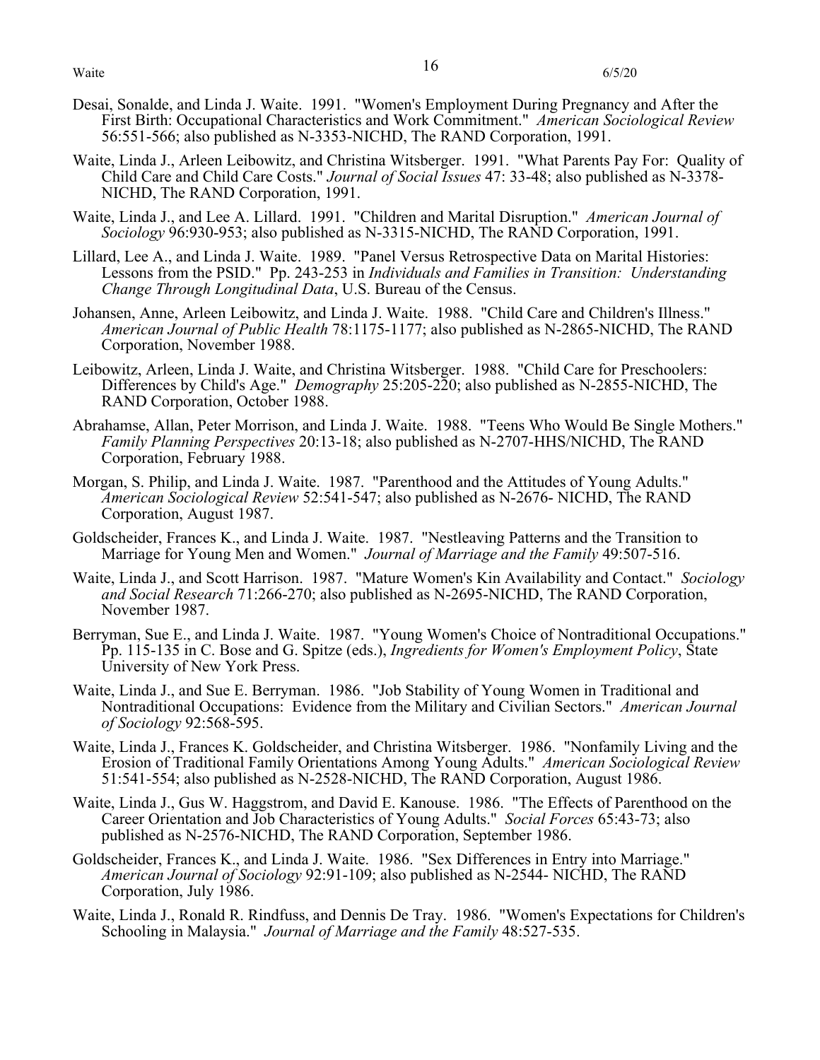Desai, Sonalde, and Linda J. Waite. 1991. "Women's Employment During Pregnancy and After the First Birth: Occupational Characteristics and Work Commitment." *American Sociological Review* 56:551-566; also published as N-3353-NICHD, The RAND Corporation, 1991.

Waite, Linda J., Arleen Leibowitz, and Christina Witsberger. 1991. "What Parents Pay For: Quality of Child Care and Child Care Costs." *Journal of Social Issues* 47: 33-48; also published as N-3378-NICHD, The RAND Corporation, 1991.

Waite, Linda J., and Lee A. Lillard. 1991. "Children and Marital Disruption." *American Journal of Sociology* 96:930-953; also published as N-3315-NICHD, The RAND Corporation, 1991.

Lillard, Lee A., and Linda J. Waite. 1989. "Panel Versus Retrospective Data on Marital Histories: Lessons from the PSID." Pp. 243-253 in *Individuals and Families in Transition: Understanding Change Through Longitudinal Data*, U.S. Bureau of the Census.

Johansen, Anne, Arleen Leibowitz, and Linda J. Waite. 1988. "Child Care and Children's Illness." *American Journal of Public Health* 78:1175-1177; also published as N-2865-NICHD, The RAND Corporation, November 1988.

Leibowitz, Arleen, Linda J. Waite, and Christina Witsberger. 1988. "Child Care for Preschoolers: Differences by Child's Age." *Demography* 25:205-220; also published as N-2855-NICHD, The RAND Corporation, October 1988.

Abrahamse, Allan, Peter Morrison, and Linda J. Waite. 1988. "Teens Who Would Be Single Mothers." *Family Planning Perspectives* 20:13-18; also published as N-2707-HHS/NICHD, The RAND Corporation, February 1988.

Morgan, S. Philip, and Linda J. Waite. 1987. "Parenthood and the Attitudes of Young Adults." *American Sociological Review* 52:541-547; also published as N-2676- NICHD, The RAND Corporation, August 1987.

Goldscheider, Frances K., and Linda J. Waite. 1987. "Nestleaving Patterns and the Transition to Marriage for Young Men and Women." *Journal of Marriage and the Family* 49:507-516.

Waite, Linda J., and Scott Harrison. 1987. "Mature Women's Kin Availability and Contact." *Sociology and Social Research* 71:266-270; also published as N-2695-NICHD, The RAND Corporation, November 1987.

Berryman, Sue E., and Linda J. Waite. 1987. "Young Women's Choice of Nontraditional Occupations." Pp. 115-135 in C. Bose and G. Spitze (eds.), *Ingredients for Women's Employment Policy*, State University of New York Press.

Waite, Linda J., and Sue E. Berryman. 1986. "Job Stability of Young Women in Traditional and Nontraditional Occupations: Evidence from the Military and Civilian Sectors." *American Journal of Sociology* 92:568-595.

Waite, Linda J., Frances K. Goldscheider, and Christina Witsberger. 1986. "Nonfamily Living and the Erosion of Traditional Family Orientations Among Young Adults." *American Sociological Review* 51:541-554; also published as N-2528-NICHD, The RAND Corporation, August 1986.

Waite, Linda J., Gus W. Haggstrom, and David E. Kanouse. 1986. "The Effects of Parenthood on the Career Orientation and Job Characteristics of Young Adults." *Social Forces* 65:43-73; also published as N-2576-NICHD, The RAND Corporation, September 1986.

Goldscheider, Frances K., and Linda J. Waite. 1986. "Sex Differences in Entry into Marriage." *American Journal of Sociology* 92:91-109; also published as N-2544- NICHD, The RAND Corporation, July 1986.

Waite, Linda J., Ronald R. Rindfuss, and Dennis De Tray. 1986. "Women's Expectations for Children's Schooling in Malaysia." *Journal of Marriage and the Family* 48:527-535.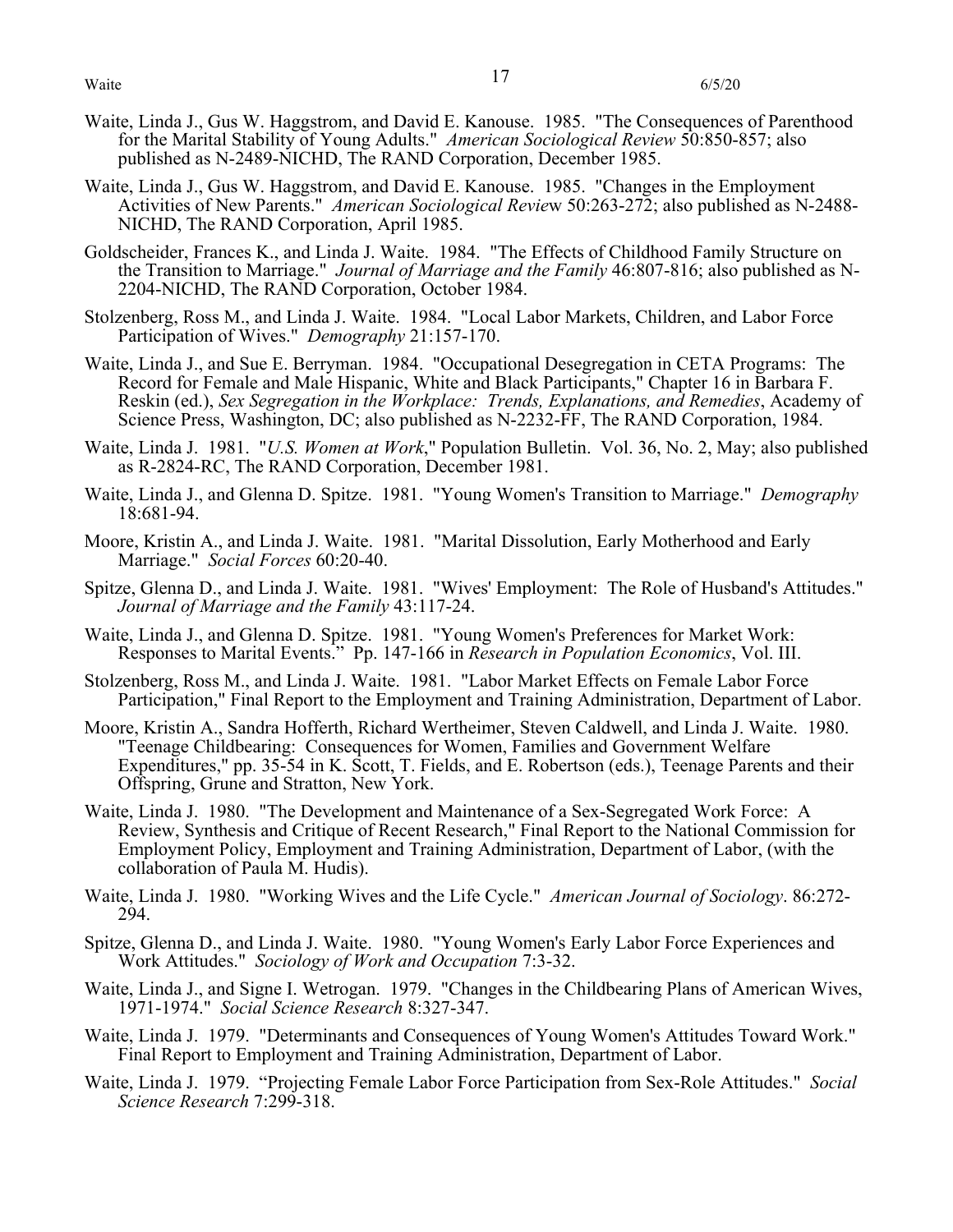Waite, Linda J., Gus W. Haggstrom, and David E. Kanouse. 1985. "The Consequences of Parenthood for the Marital Stability of Young Adults." *American Sociological Review* 50:850-857; also published as N-2489-NICHD, The RAND Corporation, December 1985.

Waite, Linda J., Gus W. Haggstrom, and David E. Kanouse. 1985. "Changes in the Employment Activities of New Parents." *American Sociological Review* 50:263-272; also published as N-2488-NICHD, The RAND Corporation, April 1985.

Goldscheider, Frances K., and Linda J. Waite. 1984. "The Effects of Childhood Family Structure on the Transition to Marriage." *Journal of Marriage and the Family* 46:807-816; also published as N-2204-NICHD, The RAND Corporation, October 1984.

Stolzenberg, Ross M., and Linda J. Waite. 1984. "Local Labor Markets, Children, and Labor Force Participation of Wives." *Demography* 21:157-170.

Waite, Linda J., and Sue E. Berryman. 1984. "Occupational Desegregation in CETA Programs: The Record for Female and Male Hispanic, White and Black Participants," Chapter 16 in Barbara F. Reskin (ed.), *Sex Segregation in the Workplace: Trends, Explanations, and Remedies*, Academy of Science Press, Washington, DC; also published as N-2232-FF, The RAND Corporation, 1984.

Waite, Linda J. 1981. "*U.S. Women at Work*," Population Bulletin. Vol. 36, No. 2, May; also published as R-2824-RC, The RAND Corporation, December 1981.

Waite, Linda J., and Glenna D. Spitze. 1981. "Young Women's Transition to Marriage." *Demography* 18:681-94.

Moore, Kristin A., and Linda J. Waite. 1981. "Marital Dissolution, Early Motherhood and Early Marriage." *Social Forces* 60:20-40.

Spitze, Glenna D., and Linda J. Waite. 1981. "Wives' Employment: The Role of Husband's Attitudes." *Journal of Marriage and the Family* 43:117-24.

Waite, Linda J., and Glenna D. Spitze. 1981. "Young Women's Preferences for Market Work: Responses to Marital Events." Pp. 147-166 in *Research in Population Economics*, Vol. III.

Stolzenberg, Ross M., and Linda J. Waite. 1981. "Labor Market Effects on Female Labor Force Participation," Final Report to the Employment and Training Administration, Department of Labor.

Moore, Kristin A., Sandra Hofferth, Richard Wertheimer, Steven Caldwell, and Linda J. Waite. 1980. "Teenage Childbearing: Consequences for Women, Families and Government Welfare Expenditures," pp. 35-54 in K. Scott, T. Fields, and E. Robertson (eds.), Teenage Parents and their Offspring, Grune and Stratton, New York.

Waite, Linda J. 1980. "The Development and Maintenance of a Sex-Segregated Work Force: A Review, Synthesis and Critique of Recent Research," Final Report to the National Commission for Employment Policy, Employment and Training Administration, Department of Labor, (with the collaboration of Paula M. Hudis).

Waite, Linda J. 1980. "Working Wives and the Life Cycle." *American Journal of Sociology*. 86:272-294.

Spitze, Glenna D., and Linda J. Waite. 1980. "Young Women's Early Labor Force Experiences and Work Attitudes." *Sociology of Work and Occupation* 7:3-32.

Waite, Linda J., and Signe I. Wetrogan. 1979. "Changes in the Childbearing Plans of American Wives, 1971-1974." *Social Science Research* 8:327-347.

Waite, Linda J. 1979. "Determinants and Consequences of Young Women's Attitudes Toward Work." Final Report to Employment and Training Administration, Department of Labor.

Waite, Linda J. 1979. "Projecting Female Labor Force Participation from Sex-Role Attitudes." *Social Science Research* 7:299-318.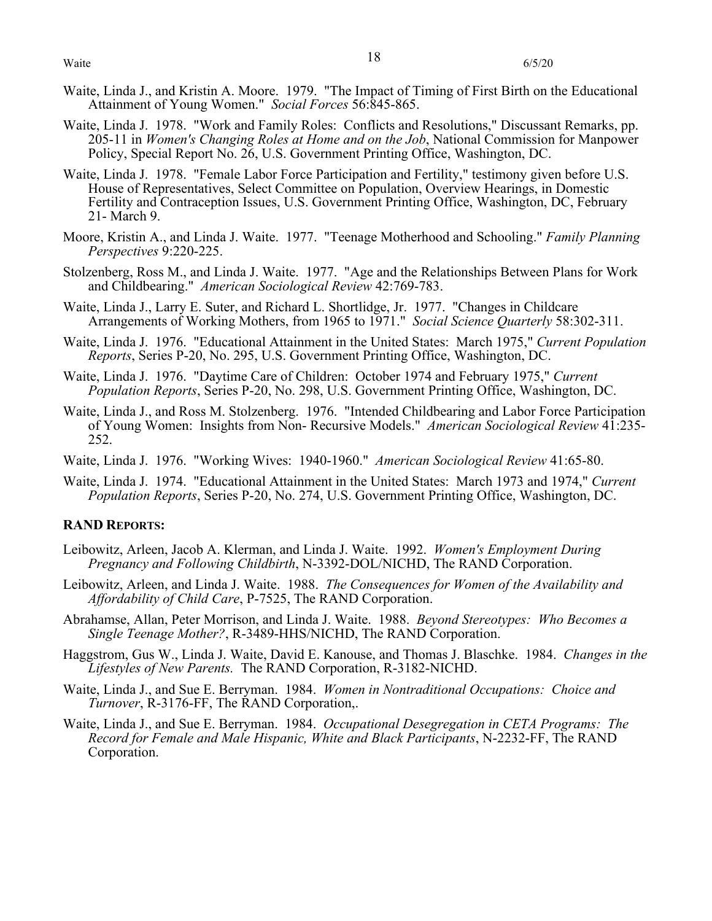Waite, Linda J., and Kristin A. Moore. 1979. "The Impact of Timing of First Birth on the Educational Attainment of Young Women." *Social Forces* 56:845-865.

Waite, Linda J. 1978. "Work and Family Roles: Conflicts and Resolutions," Discussant Remarks, pp. 205-11 in *Women's Changing Roles at Home and on the Job*, National Commission for Manpower Policy, Special Report No. 26, U.S. Government Printing Office, Washington, DC.

Waite, Linda J. 1978. "Female Labor Force Participation and Fertility," testimony given before U.S. House of Representatives, Select Committee on Population, Overview Hearings, in Domestic Fertility and Contraception Issues, U.S. Government Printing Office, Washington, DC, February 21- March 9.

Moore, Kristin A., and Linda J. Waite. 1977. "Teenage Motherhood and Schooling." *Family Planning Perspectives* 9:220-225.

Stolzenberg, Ross M., and Linda J. Waite. 1977. "Age and the Relationships Between Plans for Work and Childbearing." *American Sociological Review* 42:769-783.

Waite, Linda J., Larry E. Suter, and Richard L. Shortlidge, Jr. 1977. "Changes in Childcare Arrangements of Working Mothers, from 1965 to 1971." *Social Science Quarterly* 58:302-311.

Waite, Linda J. 1976. "Educational Attainment in the United States: March 1975," *Current Population Reports*, Series P-20, No. 295, U.S. Government Printing Office, Washington, DC.

Waite, Linda J. 1976. "Daytime Care of Children: October 1974 and February 1975," *Current Population Reports*, Series P-20, No. 298, U.S. Government Printing Office, Washington, DC.

Waite, Linda J., and Ross M. Stolzenberg. 1976. "Intended Childbearing and Labor Force Participation of Young Women: Insights from Non- Recursive Models." *American Sociological Review* 41:235-252.

Waite, Linda J. 1976. "Working Wives: 1940-1960." *American Sociological Review* 41:65-80.

Waite, Linda J. 1974. "Educational Attainment in the United States: March 1973 and 1974," *Current Population Reports*, Series P-20, No. 274, U.S. Government Printing Office, Washington, DC.

**RAND REPORTS:**

Leibowitz, Arleen, Jacob A. Klerman, and Linda J. Waite. 1992. *Women's Employment During Pregnancy and Following Childbirth*, N-3392-DOL/NICHD, The RAND Corporation.

Leibowitz, Arleen, and Linda J. Waite. 1988. *The Consequences for Women of the Availability and Affordability of Child Care*, P-7525, The RAND Corporation.

Abrahamse, Allan, Peter Morrison, and Linda J. Waite. 1988. *Beyond Stereotypes: Who Becomes a Single Teenage Mother?*, R-3489-HHS/NICHD, The RAND Corporation.

Haggstrom, Gus W., Linda J. Waite, David E. Kanouse, and Thomas J. Blaschke. 1984. *Changes in the Lifestyles of New Parents.* The RAND Corporation, R-3182-NICHD.

Waite, Linda J., and Sue E. Berryman. 1984. *Women in Nontraditional Occupations: Choice and Turnover*, R-3176-FF, The RAND Corporation,.

Waite, Linda J., and Sue E. Berryman. 1984. *Occupational Desegregation in CETA Programs: The Record for Female and Male Hispanic, White and Black Participants*, N-2232-FF, The RAND Corporation.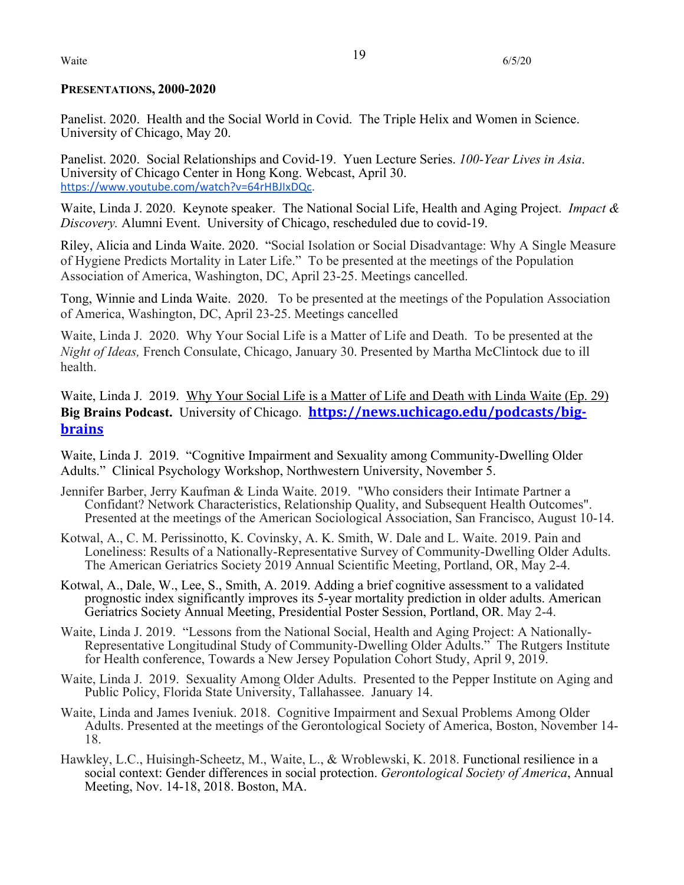**PRESENTATIONS, 2000-2020**

Panelist. 2020. Health and the Social World in Covid. The Triple Helix and Women in Science. University of Chicago, May 20.

Panelist. 2020. Social Relationships and Covid-19. Yuen Lecture Series. *100-Year Lives in Asia*. University of Chicago Center in Hong Kong. Webcast, April 30. https://www.youtube.com/watch?v=64rHBJIxDQc.

Waite, Linda J. 2020. Keynote speaker. The National Social Life, Health and Aging Project. *Impact & Discovery.* Alumni Event. University of Chicago, rescheduled due to covid-19.

Riley, Alicia and Linda Waite. 2020. "Social Isolation or Social Disadvantage: Why A Single Measure of Hygiene Predicts Mortality in Later Life." To be presented at the meetings of the Population Association of America, Washington, DC, April 23-25. Meetings cancelled.

Tong, Winnie and Linda Waite. 2020. To be presented at the meetings of the Population Association of America, Washington, DC, April 23-25. Meetings cancelled

Waite, Linda J. 2020. Why Your Social Life is a Matter of Life and Death. To be presented at the *Night of Ideas,* French Consulate, Chicago, January 30. Presented by Martha McClintock due to ill health.

Waite, Linda J. 2019. Why Your Social Life is a Matter of Life and Death with Linda Waite (Ep. 29) **Big Brains Podcast.** University of Chicago. **https://news.uchicago.edu/podcasts/big-brains**

Waite, Linda J. 2019. "Cognitive Impairment and Sexuality among Community-Dwelling Older Adults." Clinical Psychology Workshop, Northwestern University, November 5.

Jennifer Barber, Jerry Kaufman & Linda Waite. 2019. "Who considers their Intimate Partner a Confidant? Network Characteristics, Relationship Quality, and Subsequent Health Outcomes". Presented at the meetings of the American Sociological Association, San Francisco, August 10-14.

Kotwal, A., C. M. Perissinotto, K. Covinsky, A. K. Smith, W. Dale and L. Waite. 2019. Pain and Loneliness: Results of a Nationally-Representative Survey of Community-Dwelling Older Adults. The American Geriatrics Society 2019 Annual Scientific Meeting, Portland, OR, May 2-4.

Kotwal, A., Dale, W., Lee, S., Smith, A. 2019. Adding a brief cognitive assessment to a validated prognostic index significantly improves its 5-year mortality prediction in older adults. American Geriatrics Society Annual Meeting, Presidential Poster Session, Portland, OR. May 2-4.

Waite, Linda J. 2019. "Lessons from the National Social, Health and Aging Project: A Nationally-Representative Longitudinal Study of Community-Dwelling Older Adults." The Rutgers Institute for Health conference, Towards a New Jersey Population Cohort Study, April 9, 2019.

Waite, Linda J. 2019. Sexuality Among Older Adults. Presented to the Pepper Institute on Aging and Public Policy, Florida State University, Tallahassee. January 14.

Waite, Linda and James Iveniuk. 2018. Cognitive Impairment and Sexual Problems Among Older Adults. Presented at the meetings of the Gerontological Society of America, Boston, November 14-18.

Hawkley, L.C., Huisingh-Scheetz, M., Waite, L., & Wroblewski, K. 2018. Functional resilience in a social context: Gender differences in social protection. *Gerontological Society of America*, Annual Meeting, Nov. 14-18, 2018. Boston, MA.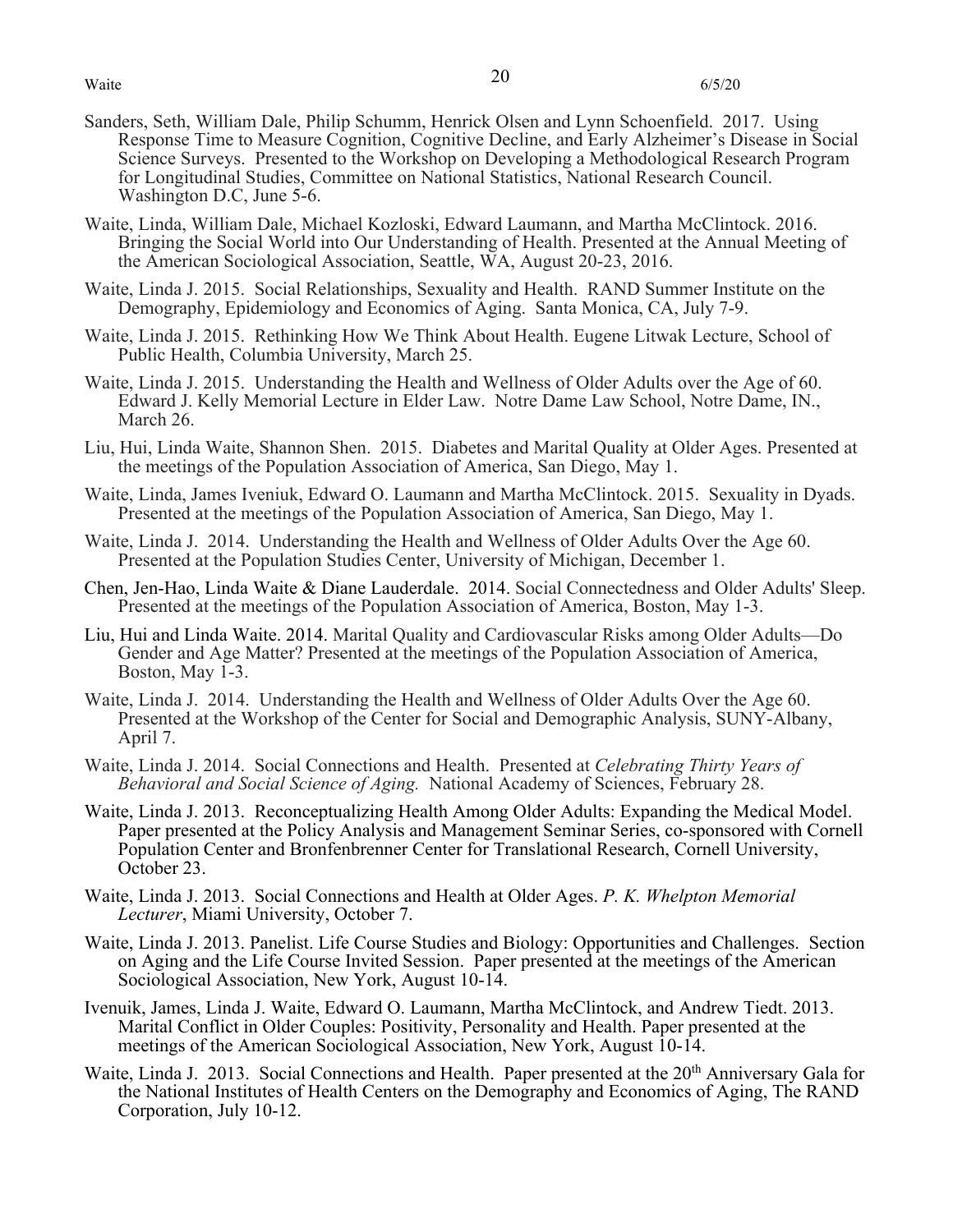Sanders, Seth, William Dale, Philip Schumm, Henrick Olsen and Lynn Schoenfield. 2017. Using Response Time to Measure Cognition, Cognitive Decline, and Early Alzheimer's Disease in Social Science Surveys. Presented to the Workshop on Developing a Methodological Research Program for Longitudinal Studies, Committee on National Statistics, National Research Council. Washington D.C, June 5-6.

Waite, Linda, William Dale, Michael Kozloski, Edward Laumann, and Martha McClintock. 2016. Bringing the Social World into Our Understanding of Health. Presented at the Annual Meeting of the American Sociological Association, Seattle, WA, August 20-23, 2016.

Waite, Linda J. 2015. Social Relationships, Sexuality and Health. RAND Summer Institute on the Demography, Epidemiology and Economics of Aging. Santa Monica, CA, July 7-9.

Waite, Linda J. 2015. Rethinking How We Think About Health. Eugene Litwak Lecture, School of Public Health, Columbia University, March 25.

Waite, Linda J. 2015. Understanding the Health and Wellness of Older Adults over the Age of 60. Edward J. Kelly Memorial Lecture in Elder Law. Notre Dame Law School, Notre Dame, IN., March 26.

Liu, Hui, Linda Waite, Shannon Shen. 2015. Diabetes and Marital Quality at Older Ages. Presented at the meetings of the Population Association of America, San Diego, May 1.

Waite, Linda, James Iveniuk, Edward O. Laumann and Martha McClintock. 2015. Sexuality in Dyads. Presented at the meetings of the Population Association of America, San Diego, May 1.

Waite, Linda J. 2014. Understanding the Health and Wellness of Older Adults Over the Age 60. Presented at the Population Studies Center, University of Michigan, December 1.

Chen, Jen-Hao, Linda Waite & Diane Lauderdale. 2014. Social Connectedness and Older Adults' Sleep. Presented at the meetings of the Population Association of America, Boston, May 1-3.

Liu, Hui and Linda Waite. 2014. Marital Quality and Cardiovascular Risks among Older Adults—Do Gender and Age Matter? Presented at the meetings of the Population Association of America, Boston, May 1-3.

Waite, Linda J. 2014. Understanding the Health and Wellness of Older Adults Over the Age 60. Presented at the Workshop of the Center for Social and Demographic Analysis, SUNY-Albany, April 7.

Waite, Linda J. 2014. Social Connections and Health. Presented at *Celebrating Thirty Years of Behavioral and Social Science of Aging.* National Academy of Sciences, February 28.

Waite, Linda J. 2013. Reconceptualizing Health Among Older Adults: Expanding the Medical Model. Paper presented at the Policy Analysis and Management Seminar Series, co-sponsored with Cornell Population Center and Bronfenbrenner Center for Translational Research, Cornell University, October 23.

Waite, Linda J. 2013. Social Connections and Health at Older Ages. *P. K. Whelpton Memorial Lecturer*, Miami University, October 7.

Waite, Linda J. 2013. Panelist. Life Course Studies and Biology: Opportunities and Challenges. Section on Aging and the Life Course Invited Session. Paper presented at the meetings of the American Sociological Association, New York, August 10-14.

Ivenuik, James, Linda J. Waite, Edward O. Laumann, Martha McClintock, and Andrew Tiedt. 2013. Marital Conflict in Older Couples: Positivity, Personality and Health. Paper presented at the meetings of the American Sociological Association, New York, August 10-14.

Waite, Linda J. 2013. Social Connections and Health. Paper presented at the 20th Anniversary Gala for the National Institutes of Health Centers on the Demography and Economics of Aging, The RAND Corporation, July 10-12.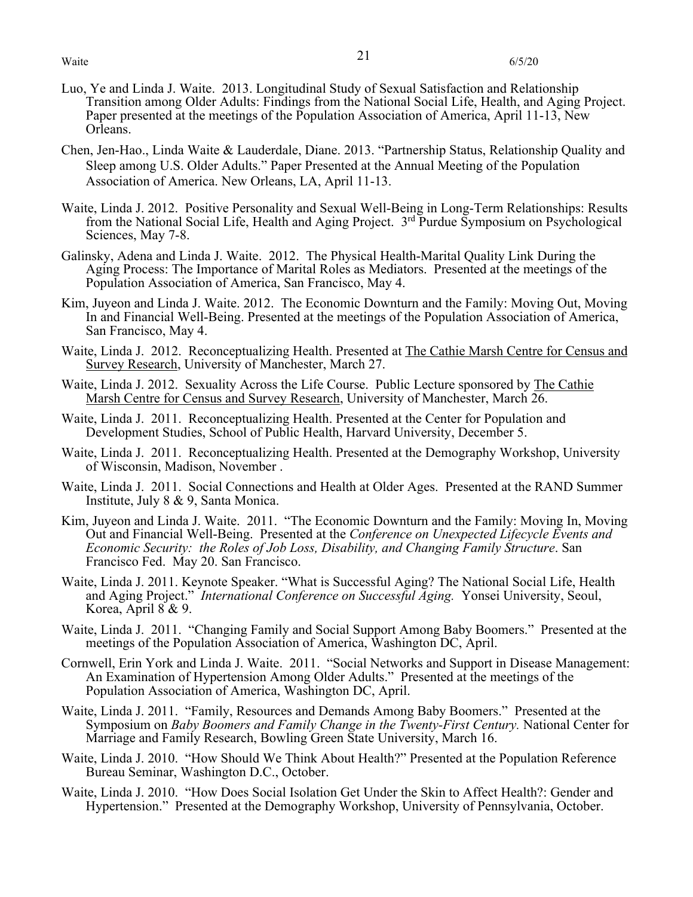Luo, Ye and Linda J. Waite. 2013. Longitudinal Study of Sexual Satisfaction and Relationship Transition among Older Adults: Findings from the National Social Life, Health, and Aging Project. Paper presented at the meetings of the Population Association of America, April 11-13, New Orleans.

Chen, Jen-Hao., Linda Waite & Lauderdale, Diane. 2013. "Partnership Status, Relationship Quality and Sleep among U.S. Older Adults." Paper Presented at the Annual Meeting of the Population Association of America. New Orleans, LA, April 11-13.

Waite, Linda J. 2012. Positive Personality and Sexual Well-Being in Long-Term Relationships: Results from the National Social Life, Health and Aging Project. 3rd Purdue Symposium on Psychological Sciences, May 7-8.

Galinsky, Adena and Linda J. Waite. 2012. The Physical Health-Marital Quality Link During the Aging Process: The Importance of Marital Roles as Mediators. Presented at the meetings of the Population Association of America, San Francisco, May 4.

Kim, Juyeon and Linda J. Waite. 2012. The Economic Downturn and the Family: Moving Out, Moving In and Financial Well-Being. Presented at the meetings of the Population Association of America, San Francisco, May 4.

Waite, Linda J. 2012. Reconceptualizing Health. Presented at The Cathie Marsh Centre for Census and Survey Research, University of Manchester, March 27.

Waite, Linda J. 2012. Sexuality Across the Life Course. Public Lecture sponsored by The Cathie Marsh Centre for Census and Survey Research, University of Manchester, March 26.

Waite, Linda J. 2011. Reconceptualizing Health. Presented at the Center for Population and Development Studies, School of Public Health, Harvard University, December 5.

Waite, Linda J. 2011. Reconceptualizing Health. Presented at the Demography Workshop, University of Wisconsin, Madison, November .

Waite, Linda J. 2011. Social Connections and Health at Older Ages. Presented at the RAND Summer Institute, July 8 & 9, Santa Monica.

Kim, Juyeon and Linda J. Waite. 2011. "The Economic Downturn and the Family: Moving In, Moving Out and Financial Well-Being. Presented at the *Conference on Unexpected Lifecycle Events and Economic Security: the Roles of Job Loss, Disability, and Changing Family Structure*. San Francisco Fed. May 20. San Francisco.

Waite, Linda J. 2011. Keynote Speaker. "What is Successful Aging? The National Social Life, Health and Aging Project." *International Conference on Successful Aging.* Yonsei University, Seoul, Korea, April 8 & 9.

Waite, Linda J. 2011. "Changing Family and Social Support Among Baby Boomers." Presented at the meetings of the Population Association of America, Washington DC, April.

Cornwell, Erin York and Linda J. Waite. 2011. "Social Networks and Support in Disease Management: An Examination of Hypertension Among Older Adults." Presented at the meetings of the Population Association of America, Washington DC, April.

Waite, Linda J. 2011. "Family, Resources and Demands Among Baby Boomers." Presented at the Symposium on *Baby Boomers and Family Change in the Twenty-First Century.* National Center for Marriage and Family Research, Bowling Green State University, March 16.

Waite, Linda J. 2010. "How Should We Think About Health?" Presented at the Population Reference Bureau Seminar, Washington D.C., October.

Waite, Linda J. 2010. "How Does Social Isolation Get Under the Skin to Affect Health?: Gender and Hypertension." Presented at the Demography Workshop, University of Pennsylvania, October.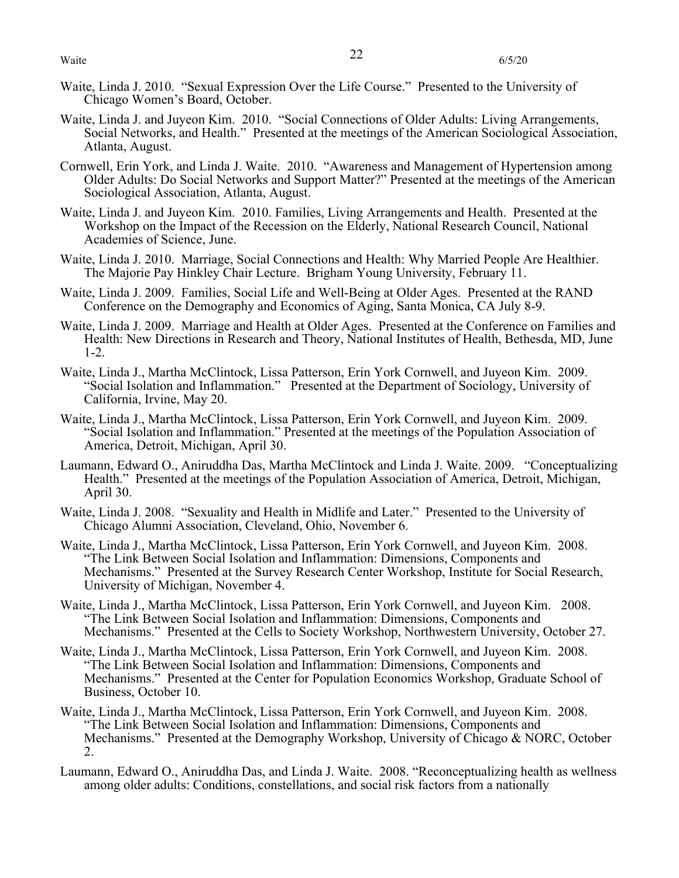Waite, Linda J. 2010. "Sexual Expression Over the Life Course." Presented to the University of Chicago Women's Board, October.

Waite, Linda J. and Juyeon Kim. 2010. "Social Connections of Older Adults: Living Arrangements, Social Networks, and Health." Presented at the meetings of the American Sociological Association, Atlanta, August.

Cornwell, Erin York, and Linda J. Waite. 2010. "Awareness and Management of Hypertension among Older Adults: Do Social Networks and Support Matter?" Presented at the meetings of the American Sociological Association, Atlanta, August.

Waite, Linda J. and Juyeon Kim. 2010. Families, Living Arrangements and Health. Presented at the Workshop on the Impact of the Recession on the Elderly, National Research Council, National Academies of Science, June.

Waite, Linda J. 2010. Marriage, Social Connections and Health: Why Married People Are Healthier. The Majorie Pay Hinkley Chair Lecture. Brigham Young University, February 11.

Waite, Linda J. 2009. Families, Social Life and Well-Being at Older Ages. Presented at the RAND Conference on the Demography and Economics of Aging, Santa Monica, CA July 8-9.

Waite, Linda J. 2009. Marriage and Health at Older Ages. Presented at the Conference on Families and Health: New Directions in Research and Theory, National Institutes of Health, Bethesda, MD, June 1-2.

Waite, Linda J., Martha McClintock, Lissa Patterson, Erin York Cornwell, and Juyeon Kim. 2009. "Social Isolation and Inflammation." Presented at the Department of Sociology, University of California, Irvine, May 20.

Waite, Linda J., Martha McClintock, Lissa Patterson, Erin York Cornwell, and Juyeon Kim. 2009. "Social Isolation and Inflammation." Presented at the meetings of the Population Association of America, Detroit, Michigan, April 30.

Laumann, Edward O., Aniruddha Das, Martha McClintock and Linda J. Waite. 2009. "Conceptualizing Health." Presented at the meetings of the Population Association of America, Detroit, Michigan, April 30.

Waite, Linda J. 2008. "Sexuality and Health in Midlife and Later." Presented to the University of Chicago Alumni Association, Cleveland, Ohio, November 6.

Waite, Linda J., Martha McClintock, Lissa Patterson, Erin York Cornwell, and Juyeon Kim. 2008. "The Link Between Social Isolation and Inflammation: Dimensions, Components and Mechanisms." Presented at the Survey Research Center Workshop, Institute for Social Research, University of Michigan, November 4.

Waite, Linda J., Martha McClintock, Lissa Patterson, Erin York Cornwell, and Juyeon Kim. 2008. "The Link Between Social Isolation and Inflammation: Dimensions, Components and Mechanisms." Presented at the Cells to Society Workshop, Northwestern University, October 27.

Waite, Linda J., Martha McClintock, Lissa Patterson, Erin York Cornwell, and Juyeon Kim. 2008. "The Link Between Social Isolation and Inflammation: Dimensions, Components and Mechanisms." Presented at the Center for Population Economics Workshop, Graduate School of Business, October 10.

Waite, Linda J., Martha McClintock, Lissa Patterson, Erin York Cornwell, and Juyeon Kim. 2008. "The Link Between Social Isolation and Inflammation: Dimensions, Components and Mechanisms." Presented at the Demography Workshop, University of Chicago & NORC, October 2.

Laumann, Edward O., Aniruddha Das, and Linda J. Waite. 2008. "Reconceptualizing health as wellness among older adults: Conditions, constellations, and social risk factors from a nationally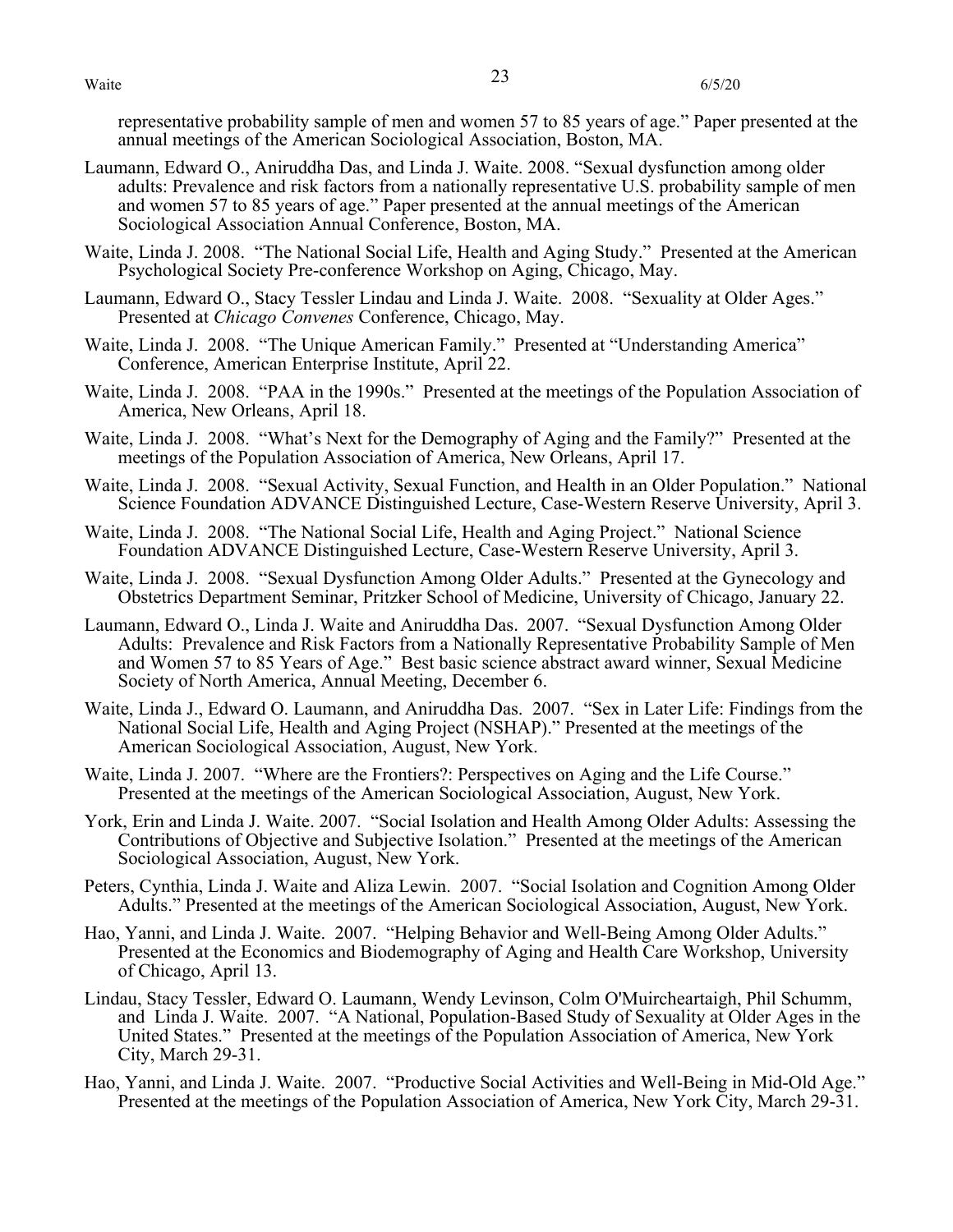representative probability sample of men and women 57 to 85 years of age." Paper presented at the annual meetings of the American Sociological Association, Boston, MA.

Laumann, Edward O., Aniruddha Das, and Linda J. Waite. 2008. "Sexual dysfunction among older adults: Prevalence and risk factors from a nationally representative U.S. probability sample of men and women 57 to 85 years of age." Paper presented at the annual meetings of the American Sociological Association Annual Conference, Boston, MA.

Waite, Linda J. 2008. "The National Social Life, Health and Aging Study." Presented at the American Psychological Society Pre-conference Workshop on Aging, Chicago, May.

Laumann, Edward O., Stacy Tessler Lindau and Linda J. Waite. 2008. "Sexuality at Older Ages." Presented at *Chicago Convenes* Conference, Chicago, May.

Waite, Linda J. 2008. "The Unique American Family." Presented at "Understanding America" Conference, American Enterprise Institute, April 22.

Waite, Linda J. 2008. "PAA in the 1990s." Presented at the meetings of the Population Association of America, New Orleans, April 18.

Waite, Linda J. 2008. "What's Next for the Demography of Aging and the Family?" Presented at the meetings of the Population Association of America, New Orleans, April 17.

Waite, Linda J. 2008. "Sexual Activity, Sexual Function, and Health in an Older Population." National Science Foundation ADVANCE Distinguished Lecture, Case-Western Reserve University, April 3.

Waite, Linda J. 2008. "The National Social Life, Health and Aging Project." National Science Foundation ADVANCE Distinguished Lecture, Case-Western Reserve University, April 3.

Waite, Linda J. 2008. "Sexual Dysfunction Among Older Adults." Presented at the Gynecology and Obstetrics Department Seminar, Pritzker School of Medicine, University of Chicago, January 22.

Laumann, Edward O., Linda J. Waite and Aniruddha Das. 2007. "Sexual Dysfunction Among Older Adults: Prevalence and Risk Factors from a Nationally Representative Probability Sample of Men and Women 57 to 85 Years of Age." Best basic science abstract award winner, Sexual Medicine Society of North America, Annual Meeting, December 6.

Waite, Linda J., Edward O. Laumann, and Aniruddha Das. 2007. "Sex in Later Life: Findings from the National Social Life, Health and Aging Project (NSHAP)." Presented at the meetings of the American Sociological Association, August, New York.

Waite, Linda J. 2007. "Where are the Frontiers?: Perspectives on Aging and the Life Course." Presented at the meetings of the American Sociological Association, August, New York.

York, Erin and Linda J. Waite. 2007. "Social Isolation and Health Among Older Adults: Assessing the Contributions of Objective and Subjective Isolation." Presented at the meetings of the American Sociological Association, August, New York.

Peters, Cynthia, Linda J. Waite and Aliza Lewin. 2007. "Social Isolation and Cognition Among Older Adults." Presented at the meetings of the American Sociological Association, August, New York.

Hao, Yanni, and Linda J. Waite. 2007. "Helping Behavior and Well-Being Among Older Adults." Presented at the Economics and Biodemography of Aging and Health Care Workshop, University of Chicago, April 13.

Lindau, Stacy Tessler, Edward O. Laumann, Wendy Levinson, Colm O'Muircheartaigh, Phil Schumm, and Linda J. Waite. 2007. "A National, Population-Based Study of Sexuality at Older Ages in the United States." Presented at the meetings of the Population Association of America, New York City, March 29-31.

Hao, Yanni, and Linda J. Waite. 2007. "Productive Social Activities and Well-Being in Mid-Old Age." Presented at the meetings of the Population Association of America, New York City, March 29-31.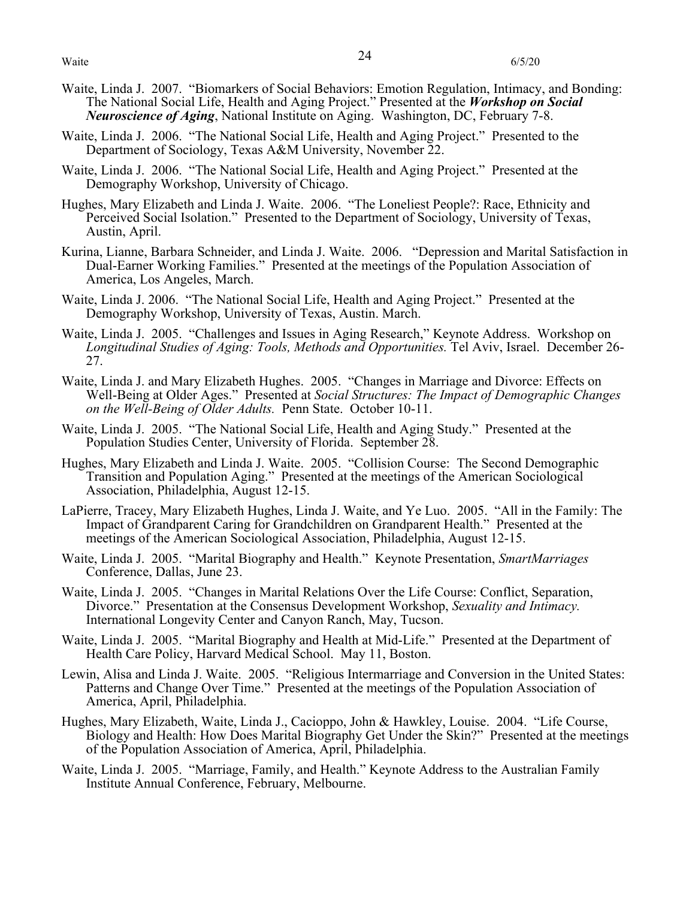Waite, Linda J. 2007. "Biomarkers of Social Behaviors: Emotion Regulation, Intimacy, and Bonding: The National Social Life, Health and Aging Project." Presented at the ***Workshop on Social Neuroscience of Aging***, National Institute on Aging. Washington, DC, February 7-8.

Waite, Linda J. 2006. "The National Social Life, Health and Aging Project." Presented to the Department of Sociology, Texas A&M University, November 22.

Waite, Linda J. 2006. "The National Social Life, Health and Aging Project." Presented at the Demography Workshop, University of Chicago.

Hughes, Mary Elizabeth and Linda J. Waite. 2006. "The Loneliest People?: Race, Ethnicity and Perceived Social Isolation." Presented to the Department of Sociology, University of Texas, Austin, April.

Kurina, Lianne, Barbara Schneider, and Linda J. Waite. 2006. "Depression and Marital Satisfaction in Dual-Earner Working Families." Presented at the meetings of the Population Association of America, Los Angeles, March.

Waite, Linda J. 2006. "The National Social Life, Health and Aging Project." Presented at the Demography Workshop, University of Texas, Austin. March.

Waite, Linda J. 2005. "Challenges and Issues in Aging Research," Keynote Address. Workshop on *Longitudinal Studies of Aging: Tools, Methods and Opportunities.* Tel Aviv, Israel. December 26-27.

Waite, Linda J. and Mary Elizabeth Hughes. 2005. "Changes in Marriage and Divorce: Effects on Well-Being at Older Ages." Presented at *Social Structures: The Impact of Demographic Changes on the Well-Being of Older Adults.* Penn State. October 10-11.

Waite, Linda J. 2005. "The National Social Life, Health and Aging Study." Presented at the Population Studies Center, University of Florida. September 28.

Hughes, Mary Elizabeth and Linda J. Waite. 2005. "Collision Course: The Second Demographic Transition and Population Aging." Presented at the meetings of the American Sociological Association, Philadelphia, August 12-15.

LaPierre, Tracey, Mary Elizabeth Hughes, Linda J. Waite, and Ye Luo. 2005. "All in the Family: The Impact of Grandparent Caring for Grandchildren on Grandparent Health." Presented at the meetings of the American Sociological Association, Philadelphia, August 12-15.

Waite, Linda J. 2005. "Marital Biography and Health." Keynote Presentation, *SmartMarriages* Conference, Dallas, June 23.

Waite, Linda J. 2005. "Changes in Marital Relations Over the Life Course: Conflict, Separation, Divorce." Presentation at the Consensus Development Workshop, *Sexuality and Intimacy.* International Longevity Center and Canyon Ranch, May, Tucson.

Waite, Linda J. 2005. "Marital Biography and Health at Mid-Life." Presented at the Department of Health Care Policy, Harvard Medical School. May 11, Boston.

Lewin, Alisa and Linda J. Waite. 2005. "Religious Intermarriage and Conversion in the United States: Patterns and Change Over Time." Presented at the meetings of the Population Association of America, April, Philadelphia.

Hughes, Mary Elizabeth, Waite, Linda J., Cacioppo, John & Hawkley, Louise. 2004. "Life Course, Biology and Health: How Does Marital Biography Get Under the Skin?" Presented at the meetings of the Population Association of America, April, Philadelphia.

Waite, Linda J. 2005. "Marriage, Family, and Health." Keynote Address to the Australian Family Institute Annual Conference, February, Melbourne.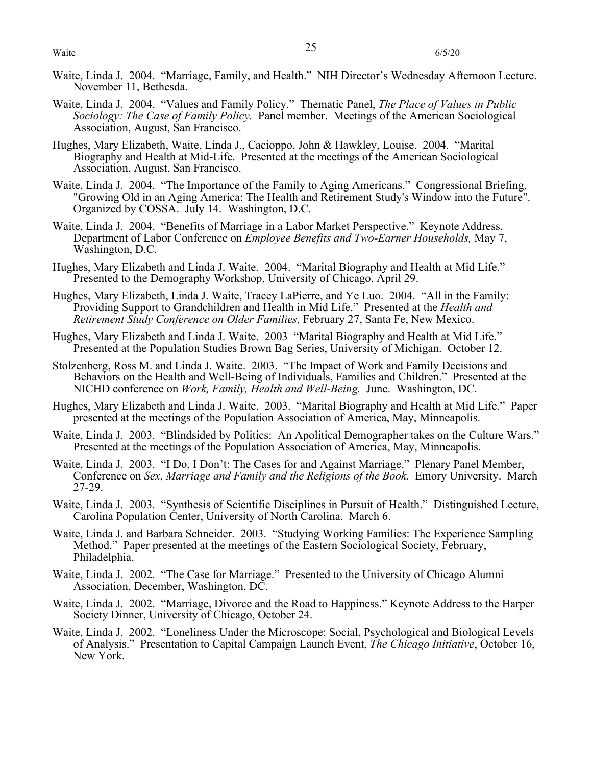Waite, Linda J. 2004. "Marriage, Family, and Health." NIH Director's Wednesday Afternoon Lecture. November 11, Bethesda.

Waite, Linda J. 2004. "Values and Family Policy." Thematic Panel, *The Place of Values in Public Sociology: The Case of Family Policy.* Panel member. Meetings of the American Sociological Association, August, San Francisco.

Hughes, Mary Elizabeth, Waite, Linda J., Cacioppo, John & Hawkley, Louise. 2004. "Marital Biography and Health at Mid-Life. Presented at the meetings of the American Sociological Association, August, San Francisco.

Waite, Linda J. 2004. "The Importance of the Family to Aging Americans." Congressional Briefing, "Growing Old in an Aging America: The Health and Retirement Study's Window into the Future". Organized by COSSA. July 14. Washington, D.C.

Waite, Linda J. 2004. "Benefits of Marriage in a Labor Market Perspective." Keynote Address, Department of Labor Conference on *Employee Benefits and Two-Earner Households,* May 7, Washington, D.C.

Hughes, Mary Elizabeth and Linda J. Waite. 2004. "Marital Biography and Health at Mid Life." Presented to the Demography Workshop, University of Chicago, April 29.

Hughes, Mary Elizabeth, Linda J. Waite, Tracey LaPierre, and Ye Luo. 2004. "All in the Family: Providing Support to Grandchildren and Health in Mid Life." Presented at the *Health and Retirement Study Conference on Older Families,* February 27, Santa Fe, New Mexico.

Hughes, Mary Elizabeth and Linda J. Waite. 2003 "Marital Biography and Health at Mid Life." Presented at the Population Studies Brown Bag Series, University of Michigan. October 12.

Stolzenberg, Ross M. and Linda J. Waite. 2003. "The Impact of Work and Family Decisions and Behaviors on the Health and Well-Being of Individuals, Families and Children." Presented at the NICHD conference on *Work, Family, Health and Well-Being.* June. Washington, DC.

Hughes, Mary Elizabeth and Linda J. Waite. 2003. "Marital Biography and Health at Mid Life." Paper presented at the meetings of the Population Association of America, May, Minneapolis.

Waite, Linda J. 2003. "Blindsided by Politics: An Apolitical Demographer takes on the Culture Wars." Presented at the meetings of the Population Association of America, May, Minneapolis.

Waite, Linda J. 2003. "I Do, I Don't: The Cases for and Against Marriage." Plenary Panel Member, Conference on *Sex, Marriage and Family and the Religions of the Book.* Emory University. March 27-29.

Waite, Linda J. 2003. "Synthesis of Scientific Disciplines in Pursuit of Health." Distinguished Lecture, Carolina Population Center, University of North Carolina. March 6.

Waite, Linda J. and Barbara Schneider. 2003. "Studying Working Families: The Experience Sampling Method." Paper presented at the meetings of the Eastern Sociological Society, February, Philadelphia.

Waite, Linda J. 2002. "The Case for Marriage." Presented to the University of Chicago Alumni Association, December, Washington, DC.

Waite, Linda J. 2002. "Marriage, Divorce and the Road to Happiness." Keynote Address to the Harper Society Dinner, University of Chicago, October 24.

Waite, Linda J. 2002. "Loneliness Under the Microscope: Social, Psychological and Biological Levels of Analysis." Presentation to Capital Campaign Launch Event, *The Chicago Initiative*, October 16, New York.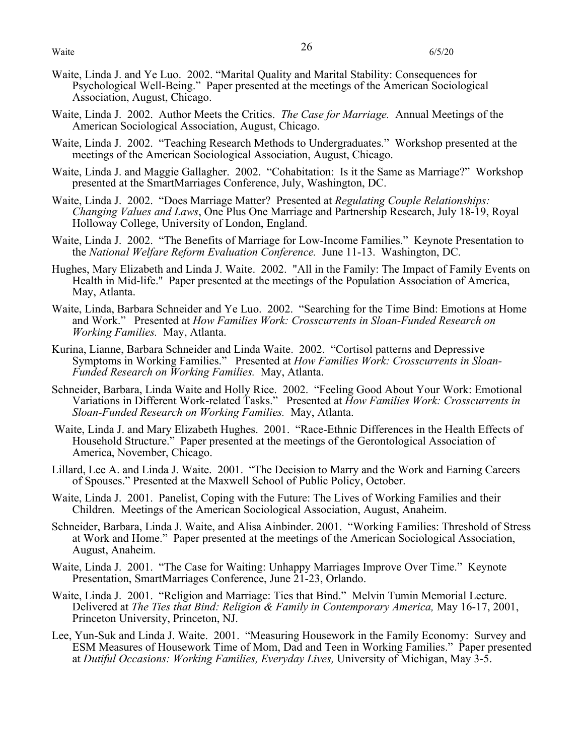Waite, Linda J. and Ye Luo. 2002. "Marital Quality and Marital Stability: Consequences for Psychological Well-Being." Paper presented at the meetings of the American Sociological Association, August, Chicago.

Waite, Linda J. 2002. Author Meets the Critics. *The Case for Marriage.* Annual Meetings of the American Sociological Association, August, Chicago.

Waite, Linda J. 2002. "Teaching Research Methods to Undergraduates." Workshop presented at the meetings of the American Sociological Association, August, Chicago.

Waite, Linda J. and Maggie Gallagher. 2002. "Cohabitation: Is it the Same as Marriage?" Workshop presented at the SmartMarriages Conference, July, Washington, DC.

Waite, Linda J. 2002. "Does Marriage Matter? Presented at *Regulating Couple Relationships: Changing Values and Laws*, One Plus One Marriage and Partnership Research, July 18-19, Royal Holloway College, University of London, England.

Waite, Linda J. 2002. "The Benefits of Marriage for Low-Income Families." Keynote Presentation to the *National Welfare Reform Evaluation Conference.* June 11-13. Washington, DC.

Hughes, Mary Elizabeth and Linda J. Waite. 2002. "All in the Family: The Impact of Family Events on Health in Mid-life." Paper presented at the meetings of the Population Association of America, May, Atlanta.

Waite, Linda, Barbara Schneider and Ye Luo. 2002. "Searching for the Time Bind: Emotions at Home and Work." Presented at *How Families Work: Crosscurrents in Sloan-Funded Research on Working Families.* May, Atlanta.

Kurina, Lianne, Barbara Schneider and Linda Waite. 2002. "Cortisol patterns and Depressive Symptoms in Working Families." Presented at *How Families Work: Crosscurrents in Sloan-Funded Research on Working Families.* May, Atlanta.

Schneider, Barbara, Linda Waite and Holly Rice. 2002. "Feeling Good About Your Work: Emotional Variations in Different Work-related Tasks." Presented at *How Families Work: Crosscurrents in Sloan-Funded Research on Working Families.* May, Atlanta.

Waite, Linda J. and Mary Elizabeth Hughes. 2001. "Race-Ethnic Differences in the Health Effects of Household Structure." Paper presented at the meetings of the Gerontological Association of America, November, Chicago.

Lillard, Lee A. and Linda J. Waite. 2001. "The Decision to Marry and the Work and Earning Careers of Spouses." Presented at the Maxwell School of Public Policy, October.

Waite, Linda J. 2001. Panelist, Coping with the Future: The Lives of Working Families and their Children. Meetings of the American Sociological Association, August, Anaheim.

Schneider, Barbara, Linda J. Waite, and Alisa Ainbinder. 2001. "Working Families: Threshold of Stress at Work and Home." Paper presented at the meetings of the American Sociological Association, August, Anaheim.

Waite, Linda J. 2001. "The Case for Waiting: Unhappy Marriages Improve Over Time." Keynote Presentation, SmartMarriages Conference, June 21-23, Orlando.

Waite, Linda J. 2001. "Religion and Marriage: Ties that Bind." Melvin Tumin Memorial Lecture. Delivered at *The Ties that Bind: Religion & Family in Contemporary America,* May 16-17, 2001, Princeton University, Princeton, NJ.

Lee, Yun-Suk and Linda J. Waite. 2001. "Measuring Housework in the Family Economy: Survey and ESM Measures of Housework Time of Mom, Dad and Teen in Working Families." Paper presented at *Dutiful Occasions: Working Families, Everyday Lives,* University of Michigan, May 3-5.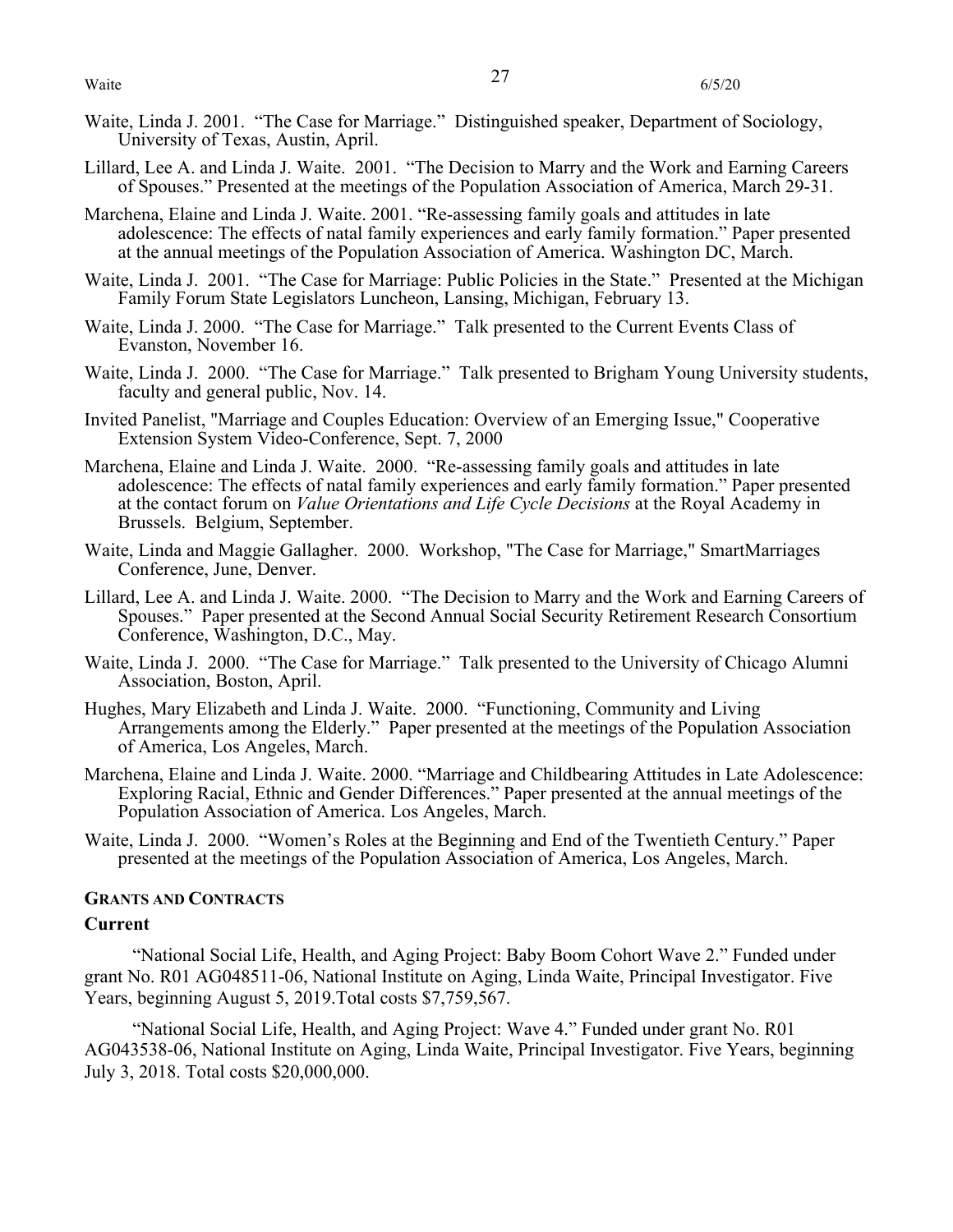Waite, Linda J. 2001. "The Case for Marriage." Distinguished speaker, Department of Sociology, University of Texas, Austin, April.

Lillard, Lee A. and Linda J. Waite. 2001. "The Decision to Marry and the Work and Earning Careers of Spouses." Presented at the meetings of the Population Association of America, March 29-31.

Marchena, Elaine and Linda J. Waite. 2001. "Re-assessing family goals and attitudes in late adolescence: The effects of natal family experiences and early family formation." Paper presented at the annual meetings of the Population Association of America. Washington DC, March.

Waite, Linda J. 2001. "The Case for Marriage: Public Policies in the State." Presented at the Michigan Family Forum State Legislators Luncheon, Lansing, Michigan, February 13.

Waite, Linda J. 2000. "The Case for Marriage." Talk presented to the Current Events Class of Evanston, November 16.

Waite, Linda J. 2000. "The Case for Marriage." Talk presented to Brigham Young University students, faculty and general public, Nov. 14.

Invited Panelist, "Marriage and Couples Education: Overview of an Emerging Issue," Cooperative Extension System Video-Conference, Sept. 7, 2000

Marchena, Elaine and Linda J. Waite. 2000. "Re-assessing family goals and attitudes in late adolescence: The effects of natal family experiences and early family formation." Paper presented at the contact forum on *Value Orientations and Life Cycle Decisions* at the Royal Academy in Brussels. Belgium, September.

Waite, Linda and Maggie Gallagher. 2000. Workshop, "The Case for Marriage," SmartMarriages Conference, June, Denver.

Lillard, Lee A. and Linda J. Waite. 2000. "The Decision to Marry and the Work and Earning Careers of Spouses." Paper presented at the Second Annual Social Security Retirement Research Consortium Conference, Washington, D.C., May.

Waite, Linda J. 2000. "The Case for Marriage." Talk presented to the University of Chicago Alumni Association, Boston, April.

Hughes, Mary Elizabeth and Linda J. Waite. 2000. "Functioning, Community and Living Arrangements among the Elderly." Paper presented at the meetings of the Population Association of America, Los Angeles, March.

Marchena, Elaine and Linda J. Waite. 2000. "Marriage and Childbearing Attitudes in Late Adolescence: Exploring Racial, Ethnic and Gender Differences." Paper presented at the annual meetings of the Population Association of America. Los Angeles, March.

Waite, Linda J. 2000. "Women's Roles at the Beginning and End of the Twentieth Century." Paper presented at the meetings of the Population Association of America, Los Angeles, March.

## GRANTS AND CONTRACTS

### Current

"National Social Life, Health, and Aging Project: Baby Boom Cohort Wave 2." Funded under grant No. R01 AG048511-06, National Institute on Aging, Linda Waite, Principal Investigator. Five Years, beginning August 5, 2019.Total costs $7,759,567.

"National Social Life, Health, and Aging Project: Wave 4." Funded under grant No. R01 AG043538-06, National Institute on Aging, Linda Waite, Principal Investigator. Five Years, beginning July 3, 2018. Total costs $20,000,000.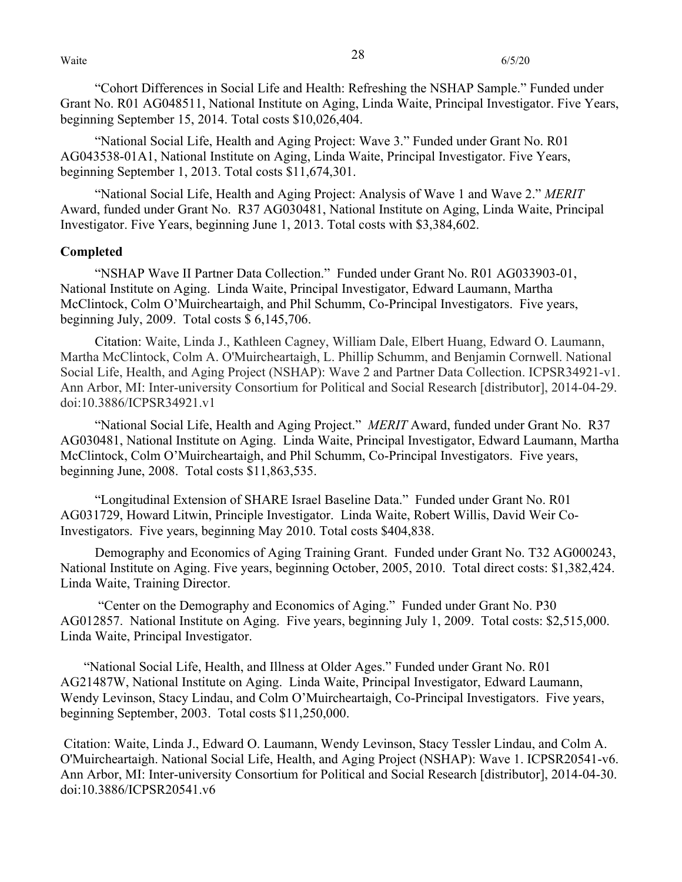"Cohort Differences in Social Life and Health: Refreshing the NSHAP Sample." Funded under Grant No. R01 AG048511, National Institute on Aging, Linda Waite, Principal Investigator. Five Years, beginning September 15, 2014. Total costs $10,026,404.

"National Social Life, Health and Aging Project: Wave 3." Funded under Grant No. R01 AG043538-01A1, National Institute on Aging, Linda Waite, Principal Investigator. Five Years, beginning September 1, 2013. Total costs $11,674,301.

"National Social Life, Health and Aging Project: Analysis of Wave 1 and Wave 2." *MERIT* Award, funded under Grant No. R37 AG030481, National Institute on Aging, Linda Waite, Principal Investigator. Five Years, beginning June 1, 2013. Total costs with $3,384,602.

**Completed**

"NSHAP Wave II Partner Data Collection." Funded under Grant No. R01 AG033903-01, National Institute on Aging. Linda Waite, Principal Investigator, Edward Laumann, Martha McClintock, Colm O'Muircheartaigh, and Phil Schumm, Co-Principal Investigators. Five years, beginning July, 2009. Total costs $ 6,145,706.

Citation: Waite, Linda J., Kathleen Cagney, William Dale, Elbert Huang, Edward O. Laumann, Martha McClintock, Colm A. O'Muircheartaigh, L. Phillip Schumm, and Benjamin Cornwell. National Social Life, Health, and Aging Project (NSHAP): Wave 2 and Partner Data Collection. ICPSR34921-v1. Ann Arbor, MI: Inter-university Consortium for Political and Social Research [distributor], 2014-04-29. doi:10.3886/ICPSR34921.v1

"National Social Life, Health and Aging Project." *MERIT* Award, funded under Grant No. R37 AG030481, National Institute on Aging. Linda Waite, Principal Investigator, Edward Laumann, Martha McClintock, Colm O'Muircheartaigh, and Phil Schumm, Co-Principal Investigators. Five years, beginning June, 2008. Total costs $11,863,535.

"Longitudinal Extension of SHARE Israel Baseline Data." Funded under Grant No. R01 AG031729, Howard Litwin, Principle Investigator. Linda Waite, Robert Willis, David Weir Co-Investigators. Five years, beginning May 2010. Total costs $404,838.

Demography and Economics of Aging Training Grant. Funded under Grant No. T32 AG000243, National Institute on Aging. Five years, beginning October, 2005, 2010. Total direct costs: $1,382,424. Linda Waite, Training Director.

"Center on the Demography and Economics of Aging." Funded under Grant No. P30 AG012857. National Institute on Aging. Five years, beginning July 1, 2009. Total costs: $2,515,000. Linda Waite, Principal Investigator.

"National Social Life, Health, and Illness at Older Ages." Funded under Grant No. R01 AG21487W, National Institute on Aging. Linda Waite, Principal Investigator, Edward Laumann, Wendy Levinson, Stacy Lindau, and Colm O'Muircheartaigh, Co-Principal Investigators. Five years, beginning September, 2003. Total costs $11,250,000.

Citation: Waite, Linda J., Edward O. Laumann, Wendy Levinson, Stacy Tessler Lindau, and Colm A. O'Muircheartaigh. National Social Life, Health, and Aging Project (NSHAP): Wave 1. ICPSR20541-v6. Ann Arbor, MI: Inter-university Consortium for Political and Social Research [distributor], 2014-04-30. doi:10.3886/ICPSR20541.v6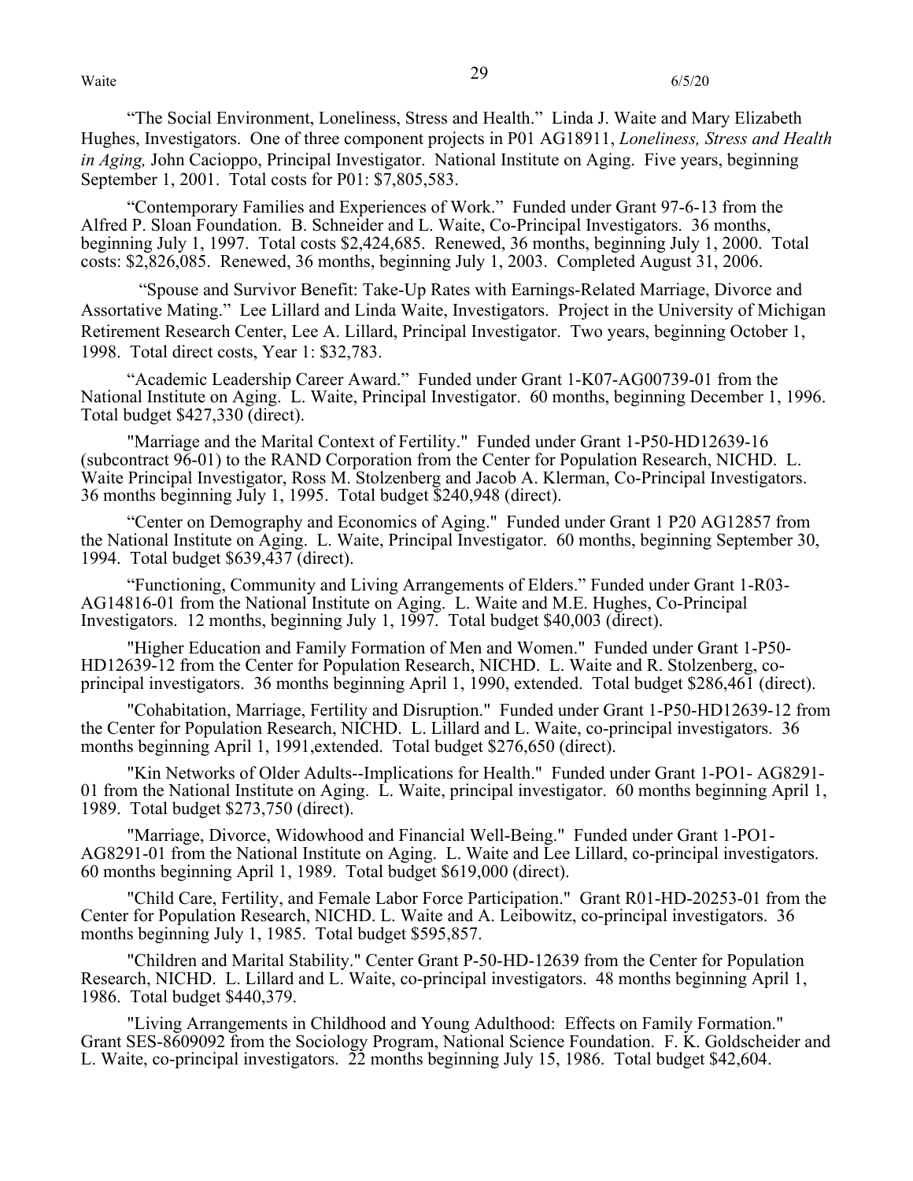“The Social Environment, Loneliness, Stress and Health.” Linda J. Waite and Mary Elizabeth Hughes, Investigators. One of three component projects in P01 AG18911, *Loneliness, Stress and Health in Aging,* John Cacioppo, Principal Investigator. National Institute on Aging. Five years, beginning September 1, 2001. Total costs for P01: $7,805,583.

“Contemporary Families and Experiences of Work.” Funded under Grant 97-6-13 from the Alfred P. Sloan Foundation. B. Schneider and L. Waite, Co-Principal Investigators. 36 months, beginning July 1, 1997. Total costs $2,424,685. Renewed, 36 months, beginning July 1, 2000. Total costs: $2,826,085. Renewed, 36 months, beginning July 1, 2003. Completed August 31, 2006.

“Spouse and Survivor Benefit: Take-Up Rates with Earnings-Related Marriage, Divorce and Assortative Mating.” Lee Lillard and Linda Waite, Investigators. Project in the University of Michigan Retirement Research Center, Lee A. Lillard, Principal Investigator. Two years, beginning October 1, 1998. Total direct costs, Year 1: $32,783.

“Academic Leadership Career Award.” Funded under Grant 1-K07-AG00739-01 from the National Institute on Aging. L. Waite, Principal Investigator. 60 months, beginning December 1, 1996. Total budget $427,330 (direct).

"Marriage and the Marital Context of Fertility." Funded under Grant 1-P50-HD12639-16 (subcontract 96-01) to the RAND Corporation from the Center for Population Research, NICHD. L. Waite Principal Investigator, Ross M. Stolzenberg and Jacob A. Klerman, Co-Principal Investigators. 36 months beginning July 1, 1995. Total budget $240,948 (direct).

“Center on Demography and Economics of Aging." Funded under Grant 1 P20 AG12857 from the National Institute on Aging. L. Waite, Principal Investigator. 60 months, beginning September 30, 1994. Total budget $639,437 (direct).

“Functioning, Community and Living Arrangements of Elders.” Funded under Grant 1-R03-AG14816-01 from the National Institute on Aging. L. Waite and M.E. Hughes, Co-Principal Investigators. 12 months, beginning July 1, 1997. Total budget $40,003 (direct).

"Higher Education and Family Formation of Men and Women." Funded under Grant 1-P50-HD12639-12 from the Center for Population Research, NICHD. L. Waite and R. Stolzenberg, co-principal investigators. 36 months beginning April 1, 1990, extended. Total budget $286,461 (direct).

"Cohabitation, Marriage, Fertility and Disruption." Funded under Grant 1-P50-HD12639-12 from the Center for Population Research, NICHD. L. Lillard and L. Waite, co-principal investigators. 36 months beginning April 1, 1991,extended. Total budget $276,650 (direct).

"Kin Networks of Older Adults--Implications for Health." Funded under Grant 1-PO1- AG8291-01 from the National Institute on Aging. L. Waite, principal investigator. 60 months beginning April 1, 1989. Total budget $273,750 (direct).

"Marriage, Divorce, Widowhood and Financial Well-Being." Funded under Grant 1-PO1-AG8291-01 from the National Institute on Aging. L. Waite and Lee Lillard, co-principal investigators. 60 months beginning April 1, 1989. Total budget $619,000 (direct).

"Child Care, Fertility, and Female Labor Force Participation." Grant R01-HD-20253-01 from the Center for Population Research, NICHD. L. Waite and A. Leibowitz, co-principal investigators. 36 months beginning July 1, 1985. Total budget $595,857.

"Children and Marital Stability." Center Grant P-50-HD-12639 from the Center for Population Research, NICHD. L. Lillard and L. Waite, co-principal investigators. 48 months beginning April 1, 1986. Total budget $440,379.

"Living Arrangements in Childhood and Young Adulthood: Effects on Family Formation." Grant SES-8609092 from the Sociology Program, National Science Foundation. F. K. Goldscheider and L. Waite, co-principal investigators. 22 months beginning July 15, 1986. Total budget $42,604.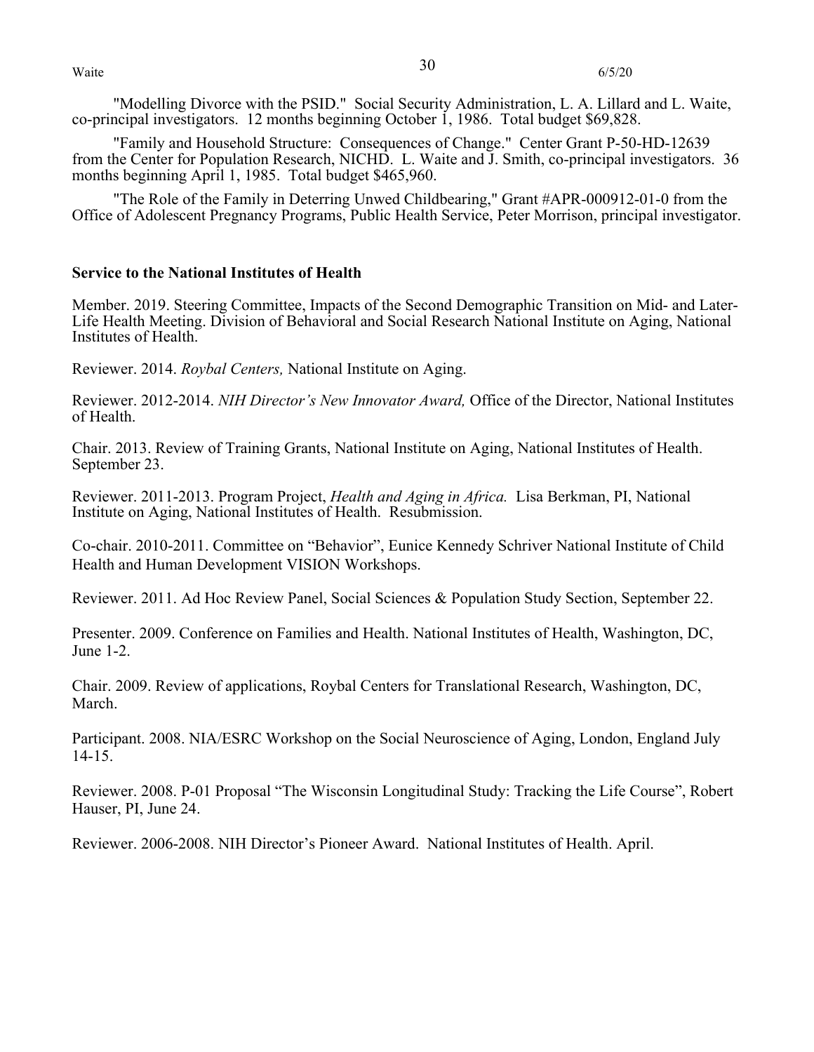"Modelling Divorce with the PSID." Social Security Administration, L. A. Lillard and L. Waite, co-principal investigators. 12 months beginning October 1, 1986. Total budget $69,828.

"Family and Household Structure: Consequences of Change." Center Grant P-50-HD-12639 from the Center for Population Research, NICHD. L. Waite and J. Smith, co-principal investigators. 36 months beginning April 1, 1985. Total budget $465,960.

"The Role of the Family in Deterring Unwed Childbearing," Grant #APR-000912-01-0 from the Office of Adolescent Pregnancy Programs, Public Health Service, Peter Morrison, principal investigator.

**Service to the National Institutes of Health**

Member. 2019. Steering Committee, Impacts of the Second Demographic Transition on Mid- and Later-Life Health Meeting. Division of Behavioral and Social Research National Institute on Aging, National Institutes of Health.

Reviewer. 2014. *Roybal Centers,* National Institute on Aging.

Reviewer. 2012-2014. *NIH Director's New Innovator Award,* Office of the Director, National Institutes of Health.

Chair. 2013. Review of Training Grants, National Institute on Aging, National Institutes of Health. September 23.

Reviewer. 2011-2013. Program Project, *Health and Aging in Africa.* Lisa Berkman, PI, National Institute on Aging, National Institutes of Health. Resubmission.

Co-chair. 2010-2011. Committee on "Behavior", Eunice Kennedy Schriver National Institute of Child Health and Human Development VISION Workshops.

Reviewer. 2011. Ad Hoc Review Panel, Social Sciences & Population Study Section, September 22.

Presenter. 2009. Conference on Families and Health. National Institutes of Health, Washington, DC, June 1-2.

Chair. 2009. Review of applications, Roybal Centers for Translational Research, Washington, DC, March.

Participant. 2008. NIA/ESRC Workshop on the Social Neuroscience of Aging, London, England July 14-15.

Reviewer. 2008. P-01 Proposal "The Wisconsin Longitudinal Study: Tracking the Life Course", Robert Hauser, PI, June 24.

Reviewer. 2006-2008. NIH Director's Pioneer Award. National Institutes of Health. April.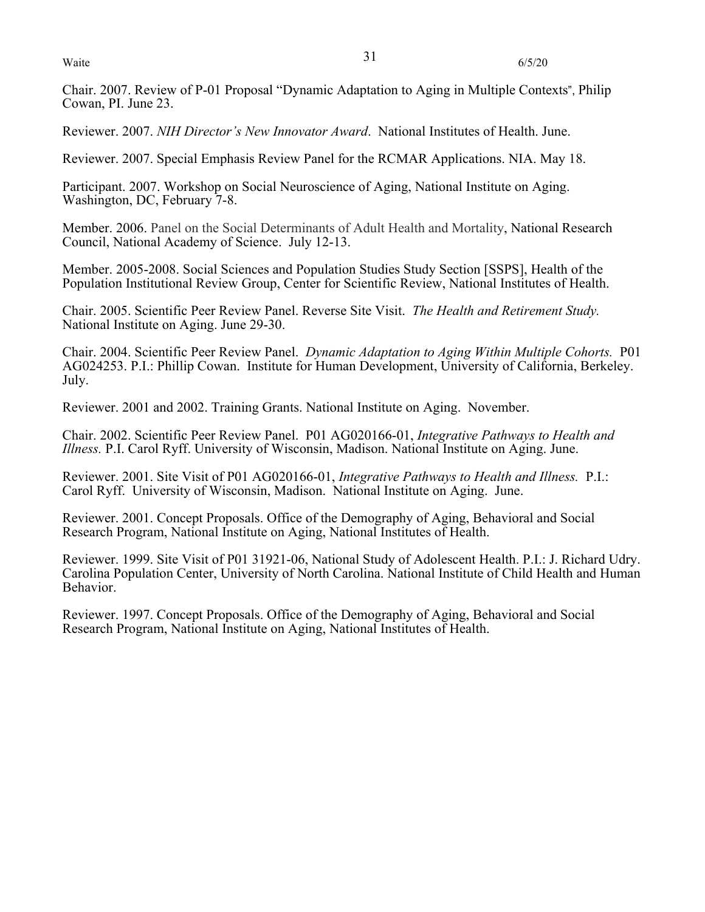Chair. 2007. Review of P-01 Proposal "Dynamic Adaptation to Aging in Multiple Contexts", Philip Cowan, PI. June 23.

Reviewer. 2007. *NIH Director's New Innovator Award*. National Institutes of Health. June.

Reviewer. 2007. Special Emphasis Review Panel for the RCMAR Applications. NIA. May 18.

Participant. 2007. Workshop on Social Neuroscience of Aging, National Institute on Aging. Washington, DC, February 7-8.

Member. 2006. Panel on the Social Determinants of Adult Health and Mortality, National Research Council, National Academy of Science. July 12-13.

Member. 2005-2008. Social Sciences and Population Studies Study Section [SSPS], Health of the Population Institutional Review Group, Center for Scientific Review, National Institutes of Health.

Chair. 2005. Scientific Peer Review Panel. Reverse Site Visit. *The Health and Retirement Study.* National Institute on Aging. June 29-30.

Chair. 2004. Scientific Peer Review Panel. *Dynamic Adaptation to Aging Within Multiple Cohorts.* P01 AG024253. P.I.: Phillip Cowan. Institute for Human Development, University of California, Berkeley. July.

Reviewer. 2001 and 2002. Training Grants. National Institute on Aging. November.

Chair. 2002. Scientific Peer Review Panel. P01 AG020166-01, *Integrative Pathways to Health and Illness.* P.I. Carol Ryff. University of Wisconsin, Madison. National Institute on Aging. June.

Reviewer. 2001. Site Visit of P01 AG020166-01, *Integrative Pathways to Health and Illness.* P.I.: Carol Ryff. University of Wisconsin, Madison. National Institute on Aging. June.

Reviewer. 2001. Concept Proposals. Office of the Demography of Aging, Behavioral and Social Research Program, National Institute on Aging, National Institutes of Health.

Reviewer. 1999. Site Visit of P01 31921-06, National Study of Adolescent Health. P.I.: J. Richard Udry. Carolina Population Center, University of North Carolina. National Institute of Child Health and Human Behavior.

Reviewer. 1997. Concept Proposals. Office of the Demography of Aging, Behavioral and Social Research Program, National Institute on Aging, National Institutes of Health.